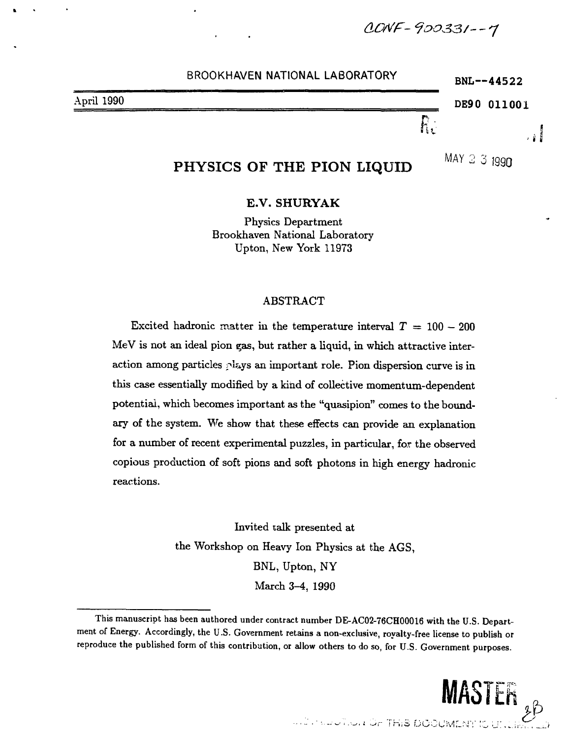CONF-900331--7

BROOKHAVEN NATIONAL LABORATORY

BNL--44522

April 1990

DE90 011001

MAY 23 1990

# PHYSICS OF THE PION LIQUID

**E.V. SHURYAK**

Physics Department
Brookhaven National Laboratory
Upton, New York 11973

## ABSTRACT

Excited hadronic matter in the temperature interval $T = 100 - 200$ MeV is not an ideal pion gas, but rather a liquid, in which attractive interaction among particles plays an important role. Pion dispersion curve is in this case essentially modified by a kind of collective momentum-dependent potential, which becomes important as the "quasipion" comes to the boundary of the system. We show that these effects can provide an explanation for a number of recent experimental puzzles, in particular, for the observed copious production of soft pions and soft photons in high energy hadronic reactions.

Invited talk presented at
the Workshop on Heavy Ion Physics at the AGS,
BNL, Upton, NY
March 3–4, 1990

This manuscript has been authored under contract number DE-AC02-76CH00016 with the U.S. Department of Energy. Accordingly, the U.S. Government retains a non-exclusive, royalty-free license to publish or reproduce the published form of this contribution, or allow others to do so, for U.S. Government purposes.

MASTER

DISTRIBUTION OF THIS DOCUMENT IS UNLIMITED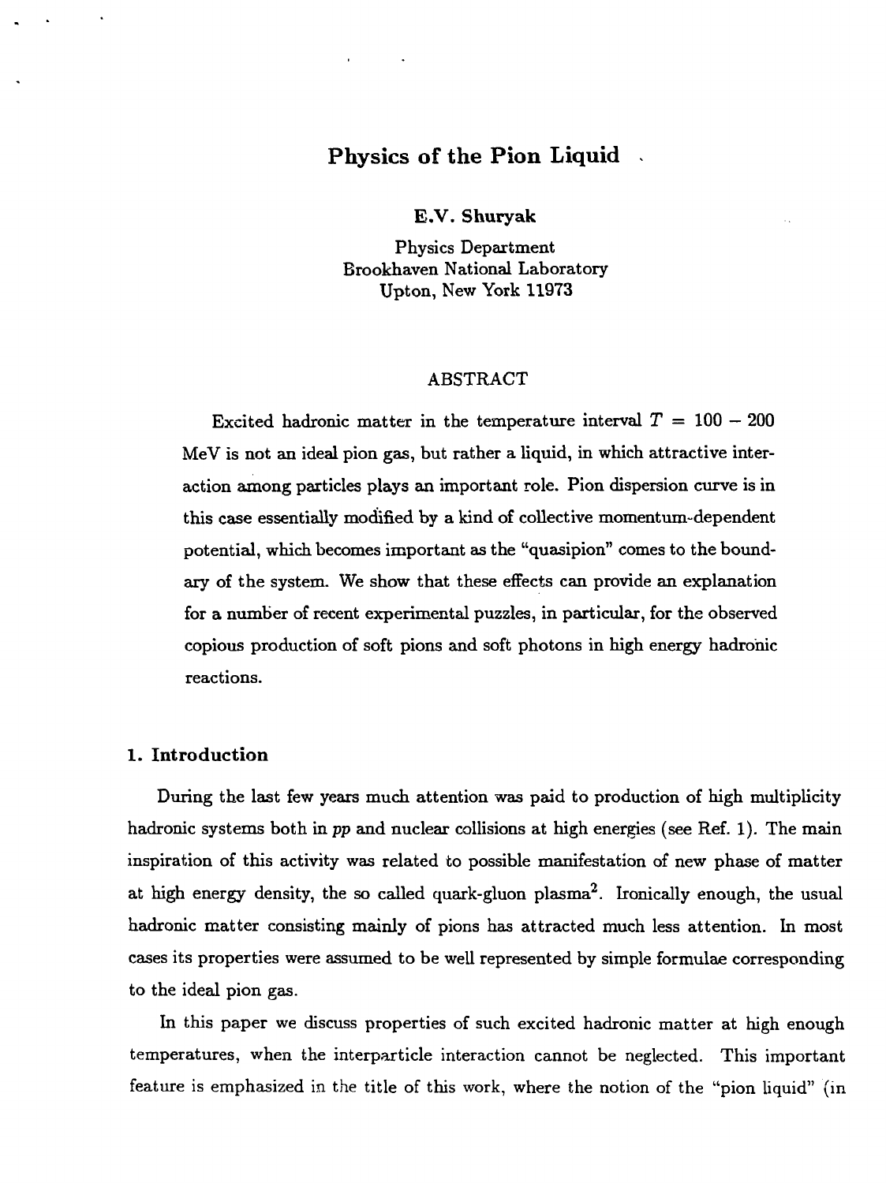# Physics of the Pion Liquid

**E.V. Shuryak**

Physics Department
Brookhaven National Laboratory
Upton, New York 11973

## ABSTRACT

Excited hadronic matter in the temperature interval $T = 100 - 200$ MeV is not an ideal pion gas, but rather a liquid, in which attractive interaction among particles plays an important role. Pion dispersion curve is in this case essentially modified by a kind of collective momentum-dependent potential, which becomes important as the "quasipion" comes to the boundary of the system. We show that these effects can provide an explanation for a number of recent experimental puzzles, in particular, for the observed copious production of soft pions and soft photons in high energy hadronic reactions.

## 1. Introduction

During the last few years much attention was paid to production of high multiplicity hadronic systems both in *pp* and nuclear collisions at high energies (see Ref. 1). The main inspiration of this activity was related to possible manifestation of new phase of matter at high energy density, the so called quark-gluon plasma[2]. Ironically enough, the usual hadronic matter consisting mainly of pions has attracted much less attention. In most cases its properties were assumed to be well represented by simple formulae corresponding to the ideal pion gas.

In this paper we discuss properties of such excited hadronic matter at high enough temperatures, when the interparticle interaction cannot be neglected. This important feature is emphasized in the title of this work, where the notion of the "pion liquid" (in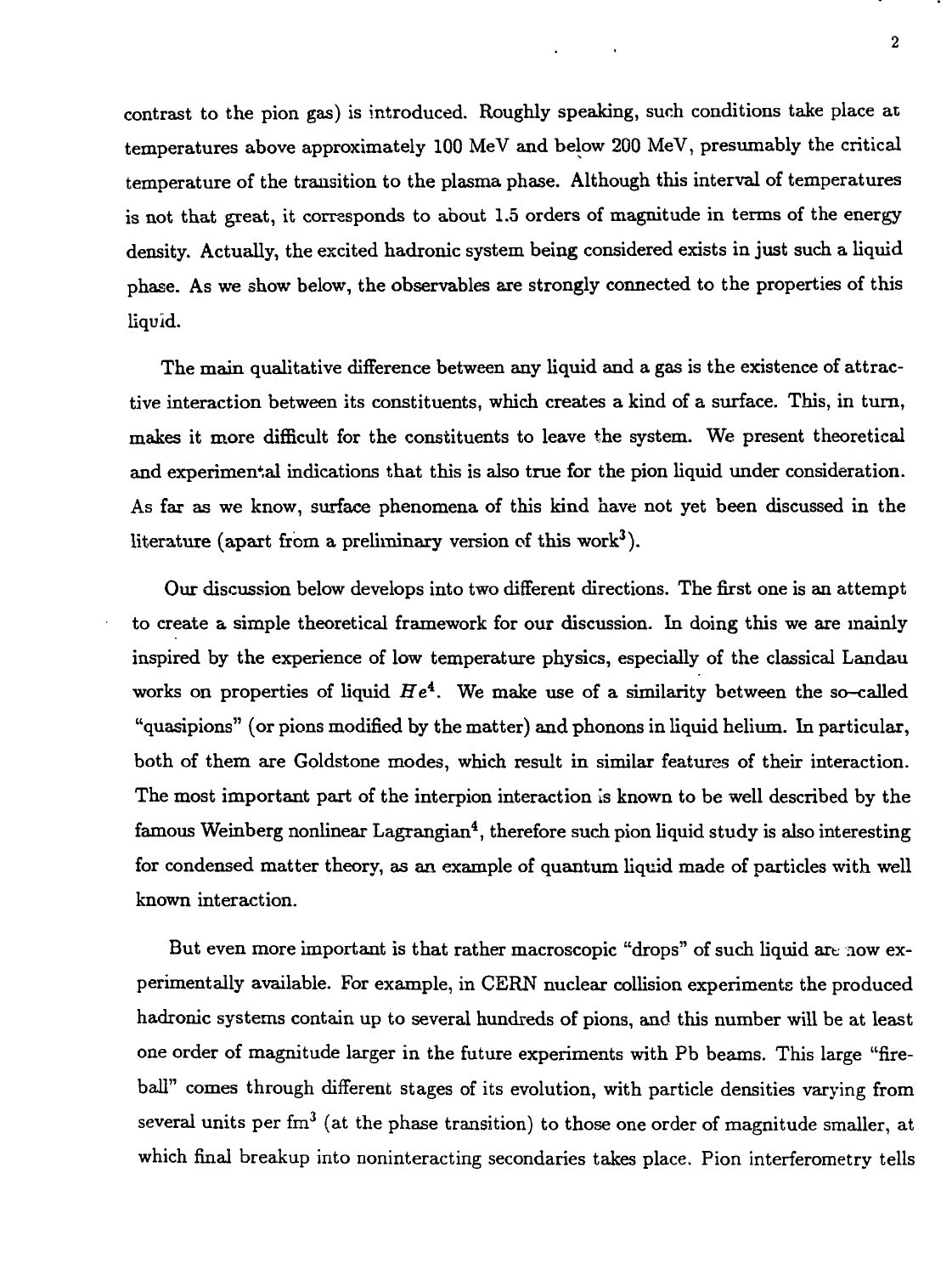contrast to the pion gas) is introduced. Roughly speaking, such conditions take place at temperatures above approximately 100 MeV and below 200 MeV, presumably the critical temperature of the transition to the plasma phase. Although this interval of temperatures is not that great, it corresponds to about 1.5 orders of magnitude in terms of the energy density. Actually, the excited hadronic system being considered exists in just such a liquid phase. As we show below, the observables are strongly connected to the properties of this liquid.

The main qualitative difference between any liquid and a gas is the existence of attractive interaction between its constituents, which creates a kind of a surface. This, in turn, makes it more difficult for the constituents to leave the system. We present theoretical and experimental indications that this is also true for the pion liquid under consideration. As far as we know, surface phenomena of this kind have not yet been discussed in the literature (apart from a preliminary version of this work[3]).

Our discussion below develops into two different directions. The first one is an attempt to create a simple theoretical framework for our discussion. In doing this we are mainly inspired by the experience of low temperature physics, especially of the classical Landau works on properties of liquid $He^4$. We make use of a similarity between the so-called "quasipions" (or pions modified by the matter) and phonons in liquid helium. In particular, both of them are Goldstone modes, which result in similar features of their interaction. The most important part of the interpion interaction is known to be well described by the famous Weinberg nonlinear Lagrangian[4], therefore such pion liquid study is also interesting for condensed matter theory, as an example of quantum liquid made of particles with well known interaction.

But even more important is that rather macroscopic "drops" of such liquid are now experimentally available. For example, in CERN nuclear collision experiments the produced hadronic systems contain up to several hundreds of pions, and this number will be at least one order of magnitude larger in the future experiments with Pb beams. This large "fireball" comes through different stages of its evolution, with particle densities varying from several units per fm$^3$ (at the phase transition) to those one order of magnitude smaller, at which final breakup into noninteracting secondaries takes place. Pion interferometry tells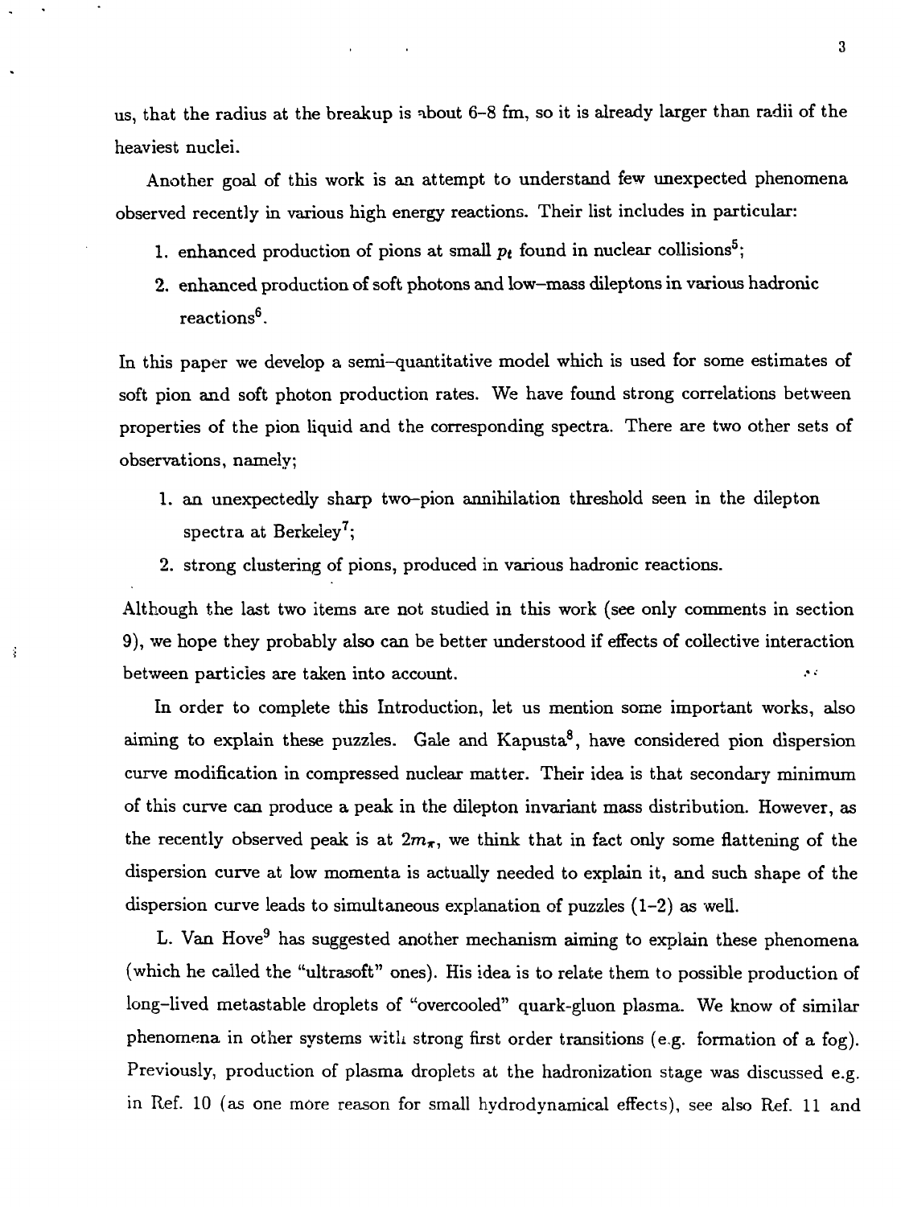us, that the radius at the breakup is about 6–8 fm, so it is already larger than radii of the heaviest nuclei.

Another goal of this work is an attempt to understand few unexpected phenomena observed recently in various high energy reactions. Their list includes in particular:

1. enhanced production of pions at small $p_t$ found in nuclear collisions[5];
2. enhanced production of soft photons and low–mass dileptons in various hadronic reactions[6].

In this paper we develop a semi–quantitative model which is used for some estimates of soft pion and soft photon production rates. We have found strong correlations between properties of the pion liquid and the corresponding spectra. There are two other sets of observations, namely;

1. an unexpectedly sharp two–pion annihilation threshold seen in the dilepton spectra at Berkeley[7];
2. strong clustering of pions, produced in various hadronic reactions.

Although the last two items are not studied in this work (see only comments in section 9), we hope they probably also can be better understood if effects of collective interaction between particles are taken into account.

In order to complete this Introduction, let us mention some important works, also aiming to explain these puzzles. Gale and Kapusta[8], have considered pion dispersion curve modification in compressed nuclear matter. Their idea is that secondary minimum of this curve can produce a peak in the dilepton invariant mass distribution. However, as the recently observed peak is at $2m_\pi$, we think that in fact only some flattening of the dispersion curve at low momenta is actually needed to explain it, and such shape of the dispersion curve leads to simultaneous explanation of puzzles (1–2) as well.

L. Van Hove[9] has suggested another mechanism aiming to explain these phenomena (which he called the "ultrasoft" ones). His idea is to relate them to possible production of long–lived metastable droplets of "overcooled" quark-gluon plasma. We know of similar phenomena in other systems with strong first order transitions (e.g. formation of a fog). Previously, production of plasma droplets at the hadronization stage was discussed e.g. in Ref. 10 (as one more reason for small hydrodynamical effects), see also Ref. 11 and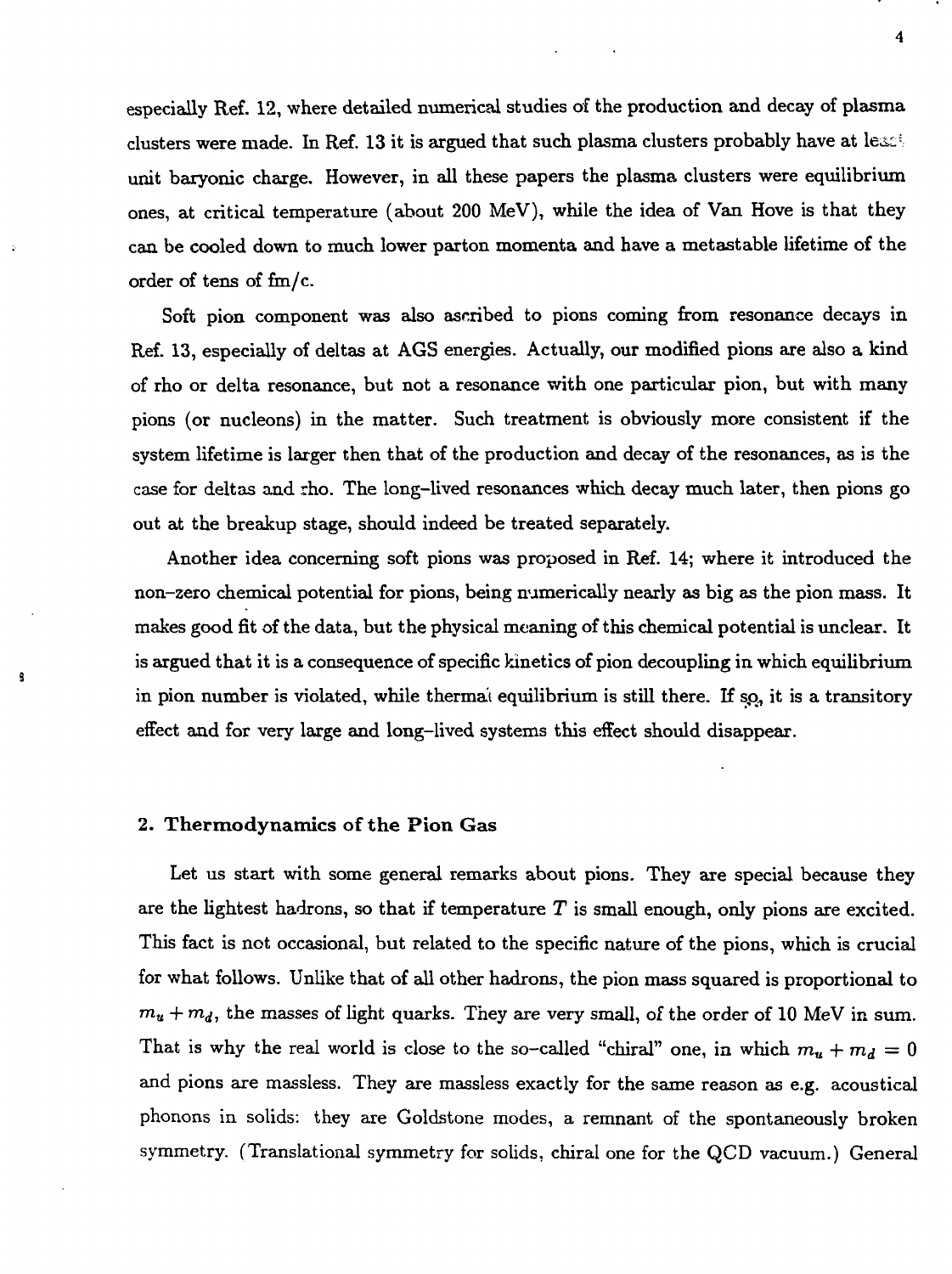especially Ref. 12, where detailed numerical studies of the production and decay of plasma clusters were made. In Ref. 13 it is argued that such plasma clusters probably have at least unit baryonic charge. However, in all these papers the plasma clusters were equilibrium ones, at critical temperature (about 200 MeV), while the idea of Van Hove is that they can be cooled down to much lower parton momenta and have a metastable lifetime of the order of tens of fm/c.

Soft pion component was also ascribed to pions coming from resonance decays in Ref. 13, especially of deltas at AGS energies. Actually, our modified pions are also a kind of rho or delta resonance, but not a resonance with one particular pion, but with many pions (or nucleons) in the matter. Such treatment is obviously more consistent if the system lifetime is larger then that of the production and decay of the resonances, as is the case for deltas and rho. The long-lived resonances which decay much later, then pions go out at the breakup stage, should indeed be treated separately.

Another idea concerning soft pions was proposed in Ref. 14; where it introduced the non-zero chemical potential for pions, being numerically nearly as big as the pion mass. It makes good fit of the data, but the physical meaning of this chemical potential is unclear. It is argued that it is a consequence of specific kinetics of pion decoupling in which equilibrium in pion number is violated, while thermal equilibrium is still there. If so, it is a transitory effect and for very large and long-lived systems this effect should disappear.

## 2. Thermodynamics of the Pion Gas

Let us start with some general remarks about pions. They are special because they are the lightest hadrons, so that if temperature $T$ is small enough, only pions are excited. This fact is not occasional, but related to the specific nature of the pions, which is crucial for what follows. Unlike that of all other hadrons, the pion mass squared is proportional to $m_u + m_d$, the masses of light quarks. They are very small, of the order of 10 MeV in sum. That is why the real world is close to the so-called "chiral" one, in which $m_u + m_d = 0$ and pions are massless. They are massless exactly for the same reason as e.g. acoustical phonons in solids: they are Goldstone modes, a remnant of the spontaneously broken symmetry. (Translational symmetry for solids, chiral one for the QCD vacuum.) General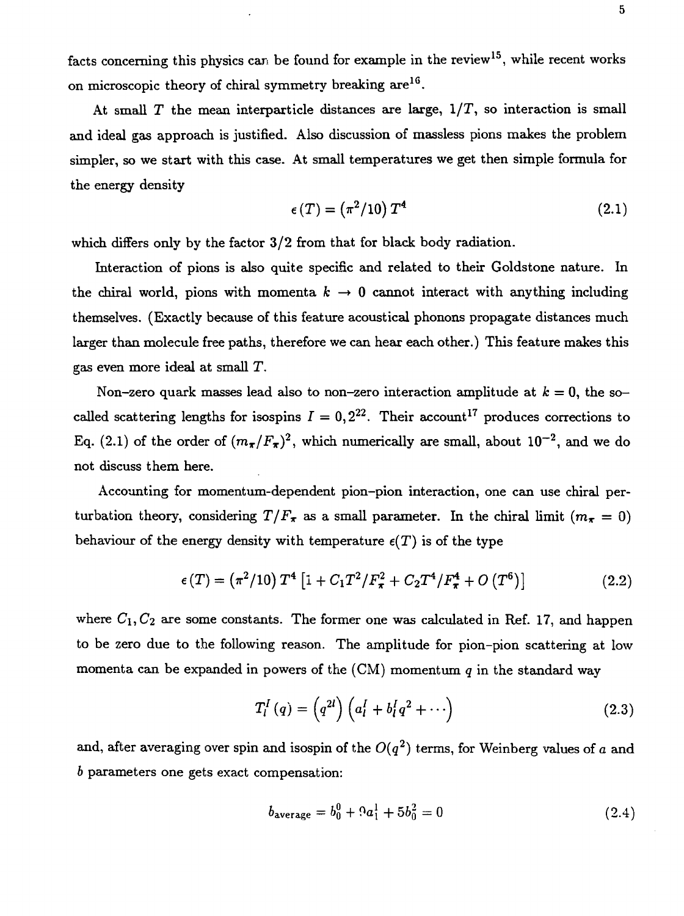facts concerning this physics can be found for example in the review[15], while recent works on microscopic theory of chiral symmetry breaking are[16].

At small $T$ the mean interparticle distances are large, $1/T$, so interaction is small and ideal gas approach is justified. Also discussion of massless pions makes the problem simpler, so we start with this case. At small temperatures we get then simple formula for the energy density

$$\epsilon(T) = \left(\pi^2/10\right) T^4 \tag{2.1}$$

which differs only by the factor 3/2 from that for black body radiation.

Interaction of pions is also quite specific and related to their Goldstone nature. In the chiral world, pions with momenta $k \to 0$ cannot interact with anything including themselves. (Exactly because of this feature acoustical phonons propagate distances much larger than molecule free paths, therefore we can hear each other.) This feature makes this gas even more ideal at small $T$.

Non-zero quark masses lead also to non-zero interaction amplitude at $k = 0$, the so-called scattering lengths for isospins $I = 0, 2$[22]. Their account[17] produces corrections to Eq. (2.1) of the order of $(m_\pi/F_\pi)^2$, which numerically are small, about $10^{-2}$, and we do not discuss them here.

Accounting for momentum-dependent pion-pion interaction, one can use chiral perturbation theory, considering $T/F_\pi$ as a small parameter. In the chiral limit ($m_\pi = 0$) behaviour of the energy density with temperature $\epsilon(T)$ is of the type

$$\epsilon(T) = \left(\pi^2/10\right) T^4 \left[1 + C_1 T^2/F_\pi^2 + C_2 T^4/F_\pi^4 + O\left(T^6\right)\right] \tag{2.2}$$

where $C_1, C_2$ are some constants. The former one was calculated in Ref. 17, and happen to be zero due to the following reason. The amplitude for pion-pion scattering at low momenta can be expanded in powers of the (CM) momentum $q$ in the standard way

$$T_l^I(q) = \left(q^{2l}\right)\left(a_l^I + b_l^I q^2 + \cdots\right) \tag{2.3}$$

and, after averaging over spin and isospin of the $O(q^2)$ terms, for Weinberg values of $a$ and $b$ parameters one gets exact compensation:

$$b_{\text{average}} = b_0^0 + 9a_1^1 + 5b_0^2 = 0 \tag{2.4}$$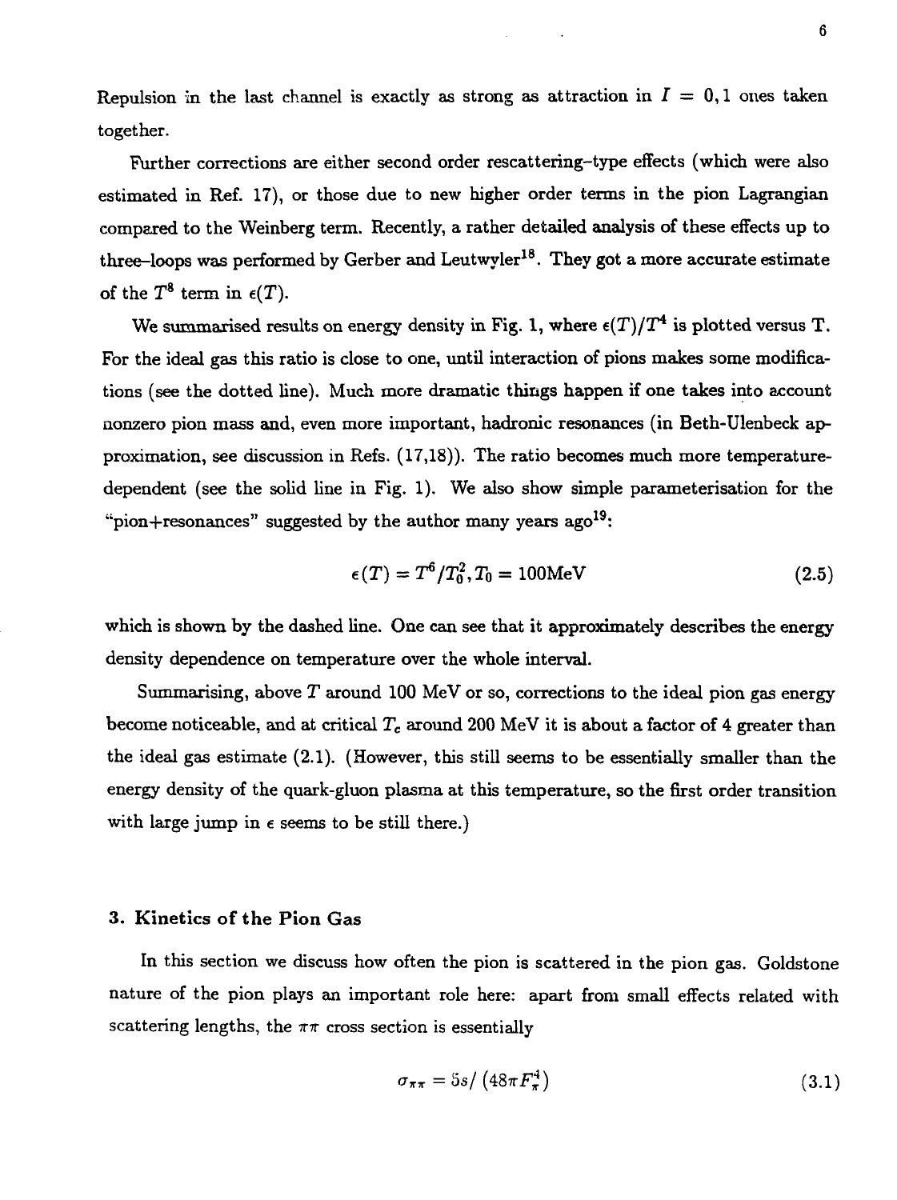Repulsion in the last channel is exactly as strong as attraction in $I = 0, 1$ ones taken together.

Further corrections are either second order rescattering–type effects (which were also estimated in Ref. 17), or those due to new higher order terms in the pion Lagrangian compared to the Weinberg term. Recently, a rather detailed analysis of these effects up to three–loops was performed by Gerber and Leutwyler[18]. They got a more accurate estimate of the $T^8$ term in $\epsilon(T)$.

We summarised results on energy density in Fig. 1, where $\epsilon(T)/T^4$ is plotted versus T. For the ideal gas this ratio is close to one, until interaction of pions makes some modifications (see the dotted line). Much more dramatic things happen if one takes into account nonzero pion mass and, even more important, hadronic resonances (in Beth-Ulenbeck approximation, see discussion in Refs. (17,18)). The ratio becomes much more temperature-dependent (see the solid line in Fig. 1). We also show simple parameterisation for the "pion+resonances" suggested by the author many years ago[19]:

$$\epsilon(T) = T^6/T_0^2, T_0 = 100\text{MeV} \tag{2.5}$$

which is shown by the dashed line. One can see that it approximately describes the energy density dependence on temperature over the whole interval.

Summarising, above $T$ around 100 MeV or so, corrections to the ideal pion gas energy become noticeable, and at critical $T_c$ around 200 MeV it is about a factor of 4 greater than the ideal gas estimate (2.1). (However, this still seems to be essentially smaller than the energy density of the quark-gluon plasma at this temperature, so the first order transition with large jump in $\epsilon$ seems to be still there.)

### 3. Kinetics of the Pion Gas

In this section we discuss how often the pion is scattered in the pion gas. Goldstone nature of the pion plays an important role here: apart from small effects related with scattering lengths, the $\pi\pi$ cross section is essentially

$$\sigma_{\pi\pi} = 5s/\left(48\pi F_\pi^4\right) \tag{3.1}$$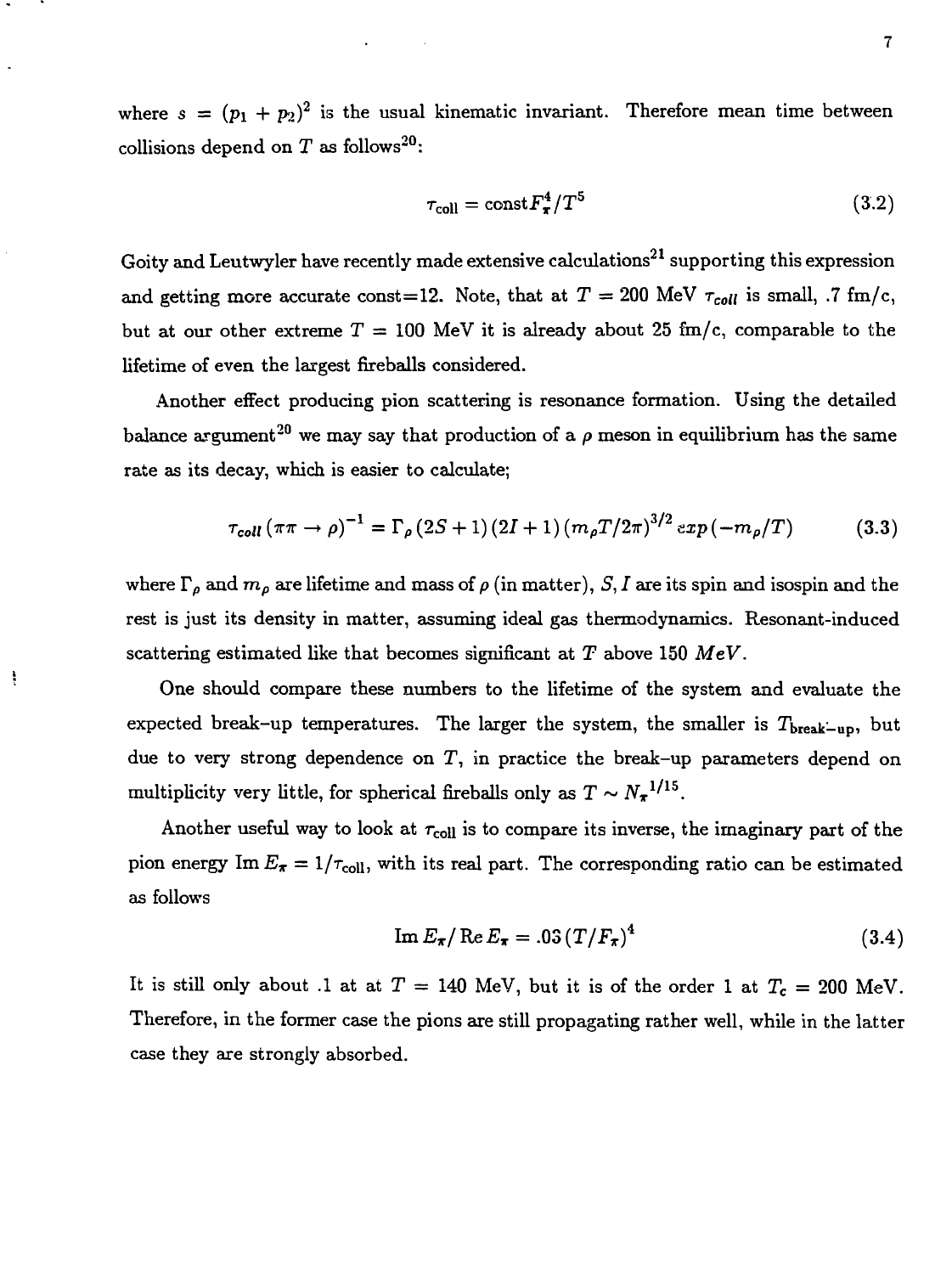where $s = (p_1 + p_2)^2$ is the usual kinematic invariant. Therefore mean time between collisions depend on $T$ as follows[20]:

$$\tau_{\text{coll}} = \text{const} F_\pi^4 / T^5 \tag{3.2}$$

Goity and Leutwyler have recently made extensive calculations[21] supporting this expression and getting more accurate const=12. Note, that at $T = 200$ MeV $\tau_{coll}$ is small, .7 fm/c, but at our other extreme $T = 100$ MeV it is already about 25 fm/c, comparable to the lifetime of even the largest fireballs considered.

Another effect producing pion scattering is resonance formation. Using the detailed balance argument[20] we may say that production of a $\rho$ meson in equilibrium has the same rate as its decay, which is easier to calculate;

$$\tau_{coll}(\pi\pi \to \rho)^{-1} = \Gamma_\rho (2S+1)(2I+1)(m_\rho T/2\pi)^{3/2} exp(-m_\rho/T) \tag{3.3}$$

where $\Gamma_\rho$ and $m_\rho$ are lifetime and mass of $\rho$ (in matter), $S, I$ are its spin and isospin and the rest is just its density in matter, assuming ideal gas thermodynamics. Resonant-induced scattering estimated like that becomes significant at $T$ above 150 $MeV$.

One should compare these numbers to the lifetime of the system and evaluate the expected break-up temperatures. The larger the system, the smaller is $T_{\text{break-up}}$, but due to very strong dependence on $T$, in practice the break-up parameters depend on multiplicity very little, for spherical fireballs only as $T \sim N_\pi{}^{1/15}$.

Another useful way to look at $\tau_{\text{coll}}$ is to compare its inverse, the imaginary part of the pion energy $\text{Im}\, E_\pi = 1/\tau_{\text{coll}}$, with its real part. The corresponding ratio can be estimated as follows

$$\text{Im}\, E_\pi / \text{Re}\, E_\pi = .03\,(T/F_\pi)^4 \tag{3.4}$$

It is still only about .1 at at $T = 140$ MeV, but it is of the order 1 at $T_c = 200$ MeV. Therefore, in the former case the pions are still propagating rather well, while in the latter case they are strongly absorbed.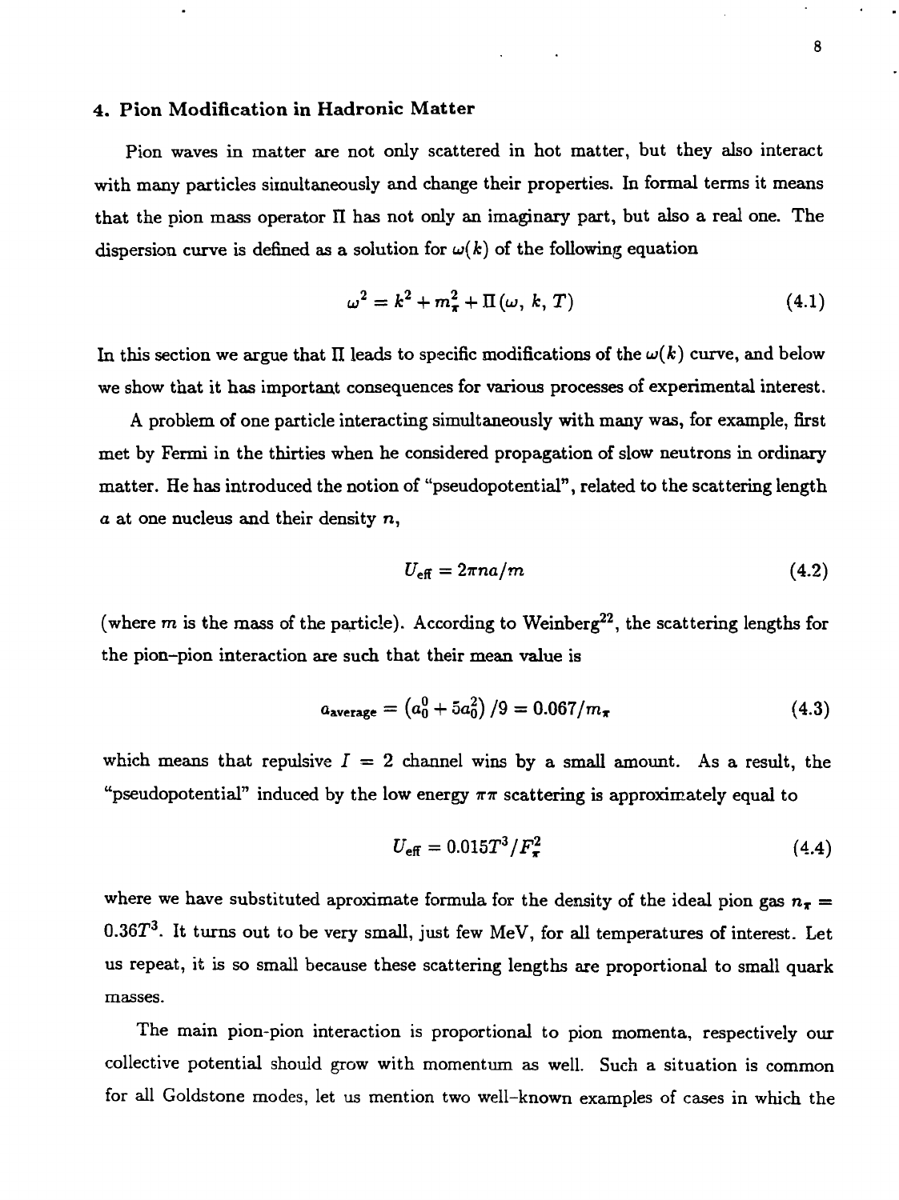## 4. Pion Modification in Hadronic Matter

Pion waves in matter are not only scattered in hot matter, but they also interact with many particles simultaneously and change their properties. In formal terms it means that the pion mass operator $\Pi$ has not only an imaginary part, but also a real one. The dispersion curve is defined as a solution for $\omega(k)$ of the following equation

$$\omega^2 = k^2 + m_\pi^2 + \Pi(\omega,\, k,\, T) \tag{4.1}$$

In this section we argue that $\Pi$ leads to specific modifications of the $\omega(k)$ curve, and below we show that it has important consequences for various processes of experimental interest.

A problem of one particle interacting simultaneously with many was, for example, first met by Fermi in the thirties when he considered propagation of slow neutrons in ordinary matter. He has introduced the notion of "pseudopotential", related to the scattering length $a$ at one nucleus and their density $n$,

$$U_{\text{eff}} = 2\pi n a/m \tag{4.2}$$

(where $m$ is the mass of the particle). According to Weinberg[22], the scattering lengths for the pion–pion interaction are such that their mean value is

$$a_{\text{average}} = \left(a_0^0 + 5a_0^2\right)/9 = 0.067/m_\pi \tag{4.3}$$

which means that repulsive $I = 2$ channel wins by a small amount. As a result, the "pseudopotential" induced by the low energy $\pi\pi$ scattering is approximately equal to

$$U_{\text{eff}} = 0.015T^3/F_\pi^2 \tag{4.4}$$

where we have substituted aproximate formula for the density of the ideal pion gas $n_\pi = 0.36T^3$. It turns out to be very small, just few MeV, for all temperatures of interest. Let us repeat, it is so small because these scattering lengths are proportional to small quark masses.

The main pion-pion interaction is proportional to pion momenta, respectively our collective potential should grow with momentum as well. Such a situation is common for all Goldstone modes, let us mention two well-known examples of cases in which the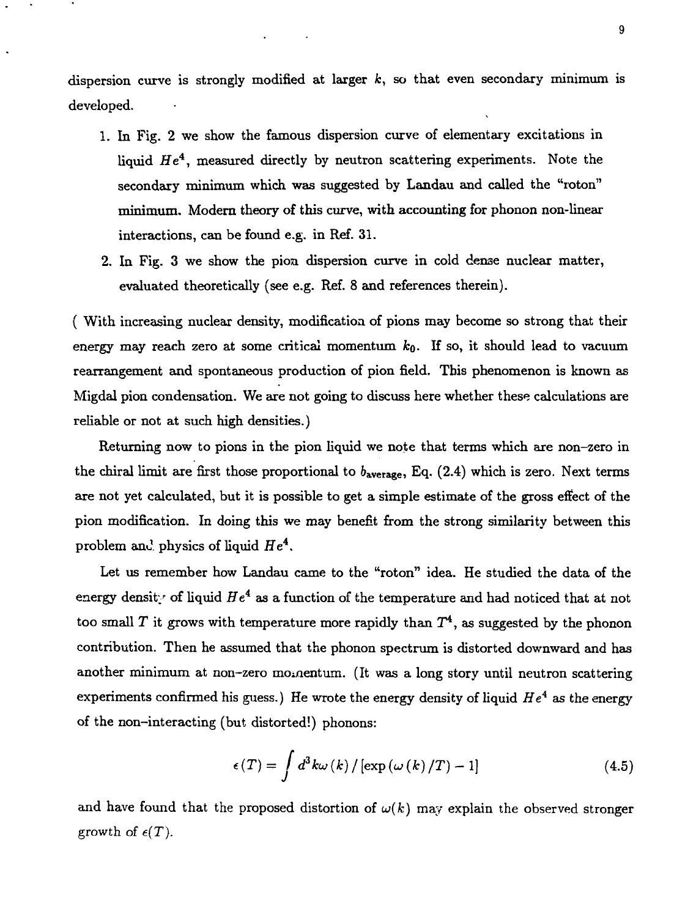dispersion curve is strongly modified at larger $k$, so that even secondary minimum is developed.

1. In Fig. 2 we show the famous dispersion curve of elementary excitations in liquid $He^4$, measured directly by neutron scattering experiments. Note the secondary minimum which was suggested by Landau and called the "roton" minimum. Modern theory of this curve, with accounting for phonon non-linear interactions, can be found e.g. in Ref. 31.
2. In Fig. 3 we show the pion dispersion curve in cold dense nuclear matter, evaluated theoretically (see e.g. Ref. 8 and references therein).

( With increasing nuclear density, modification of pions may become so strong that their energy may reach zero at some critical momentum $k_0$. If so, it should lead to vacuum rearrangement and spontaneous production of pion field. This phenomenon is known as Migdal pion condensation. We are not going to discuss here whether these calculations are reliable or not at such high densities.)

Returning now to pions in the pion liquid we note that terms which are non-zero in the chiral limit are first those proportional to $b_{\rm average}$, Eq. (2.4) which is zero. Next terms are not yet calculated, but it is possible to get a simple estimate of the gross effect of the pion modification. In doing this we may benefit from the strong similarity between this problem and physics of liquid $He^4$.

Let us remember how Landau came to the "roton" idea. He studied the data of the energy density of liquid $He^4$ as a function of the temperature and had noticed that at not too small $T$ it grows with temperature more rapidly than $T^4$, as suggested by the phonon contribution. Then he assumed that the phonon spectrum is distorted downward and has another minimum at non-zero momentum. (It was a long story until neutron scattering experiments confirmed his guess.) He wrote the energy density of liquid $He^4$ as the energy of the non-interacting (but distorted!) phonons:

$$\epsilon(T) = \int d^3k\omega(k) / [\exp(\omega(k)/T) - 1] \tag{4.5}$$

and have found that the proposed distortion of $\omega(k)$ may explain the observed stronger growth of $\epsilon(T)$.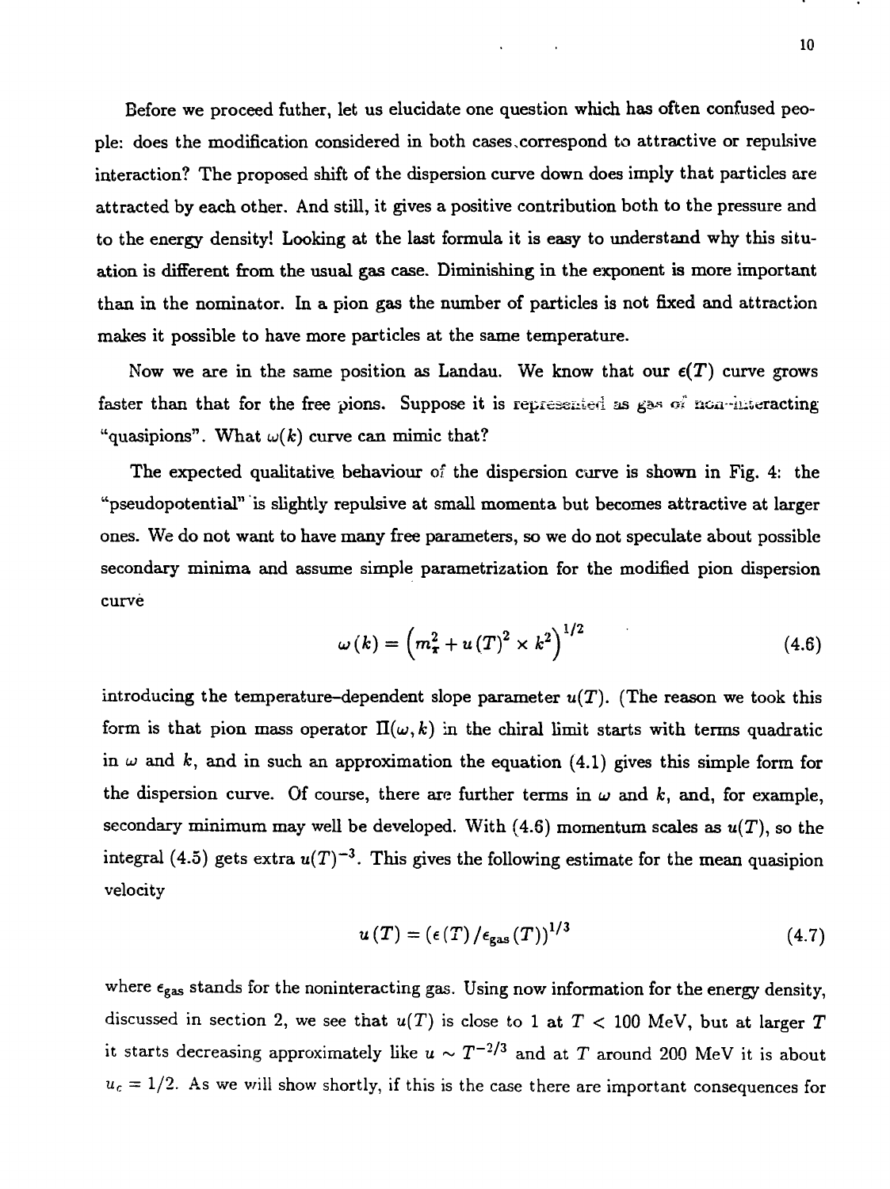Before we proceed futher, let us elucidate one question which has often confused people: does the modification considered in both cases correspond to attractive or repulsive interaction? The proposed shift of the dispersion curve down does imply that particles are attracted by each other. And still, it gives a positive contribution both to the pressure and to the energy density! Looking at the last formula it is easy to understand why this situation is different from the usual gas case. Diminishing in the exponent is more important than in the nominator. In a pion gas the number of particles is not fixed and attraction makes it possible to have more particles at the same temperature.

Now we are in the same position as Landau. We know that our $\epsilon(T)$ curve grows faster than that for the free pions. Suppose it is represented as gas of non-interacting "quasipions". What $\omega(k)$ curve can mimic that?

The expected qualitative behaviour of the dispersion curve is shown in Fig. 4: the "pseudopotential" is slightly repulsive at small momenta but becomes attractive at larger ones. We do not want to have many free parameters, so we do not speculate about possible secondary minima and assume simple parametrization for the modified pion dispersion curve

$$\omega(k) = \left(m_\pi^2 + u(T)^2 \times k^2\right)^{1/2} \tag{4.6}$$

introducing the temperature–dependent slope parameter $u(T)$. (The reason we took this form is that pion mass operator $\Pi(\omega, k)$ in the chiral limit starts with terms quadratic in $\omega$ and $k$, and in such an approximation the equation (4.1) gives this simple form for the dispersion curve. Of course, there are further terms in $\omega$ and $k$, and, for example, secondary minimum may well be developed. With (4.6) momentum scales as $u(T)$, so the integral (4.5) gets extra $u(T)^{-3}$. This gives the following estimate for the mean quasipion velocity

$$u(T) = \left(\epsilon(T)/\epsilon_{\text{gas}}(T)\right)^{1/3} \tag{4.7}$$

where $\epsilon_{\text{gas}}$ stands for the noninteracting gas. Using now information for the energy density, discussed in section 2, we see that $u(T)$ is close to 1 at $T < 100$ MeV, but at larger $T$ it starts decreasing approximately like $u \sim T^{-2/3}$ and at $T$ around 200 MeV it is about $u_c = 1/2$. As we will show shortly, if this is the case there are important consequences for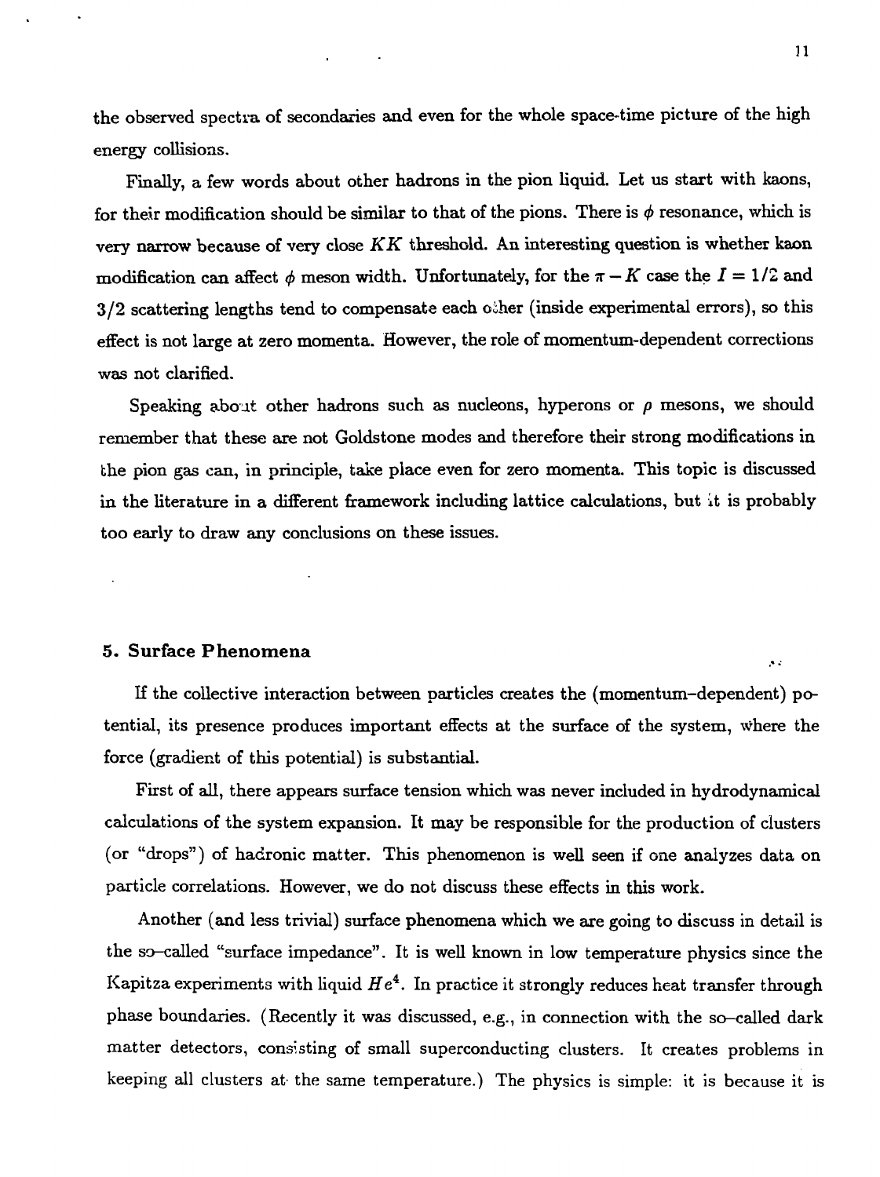the observed spectra of secondaries and even for the whole space-time picture of the high energy collisions.

Finally, a few words about other hadrons in the pion liquid. Let us start with kaons, for their modification should be similar to that of the pions. There is $\phi$ resonance, which is very narrow because of very close $KK$ threshold. An interesting question is whether kaon modification can affect $\phi$ meson width. Unfortunately, for the $\pi - K$ case the $I = 1/2$ and $3/2$ scattering lengths tend to compensate each other (inside experimental errors), so this effect is not large at zero momenta. However, the role of momentum-dependent corrections was not clarified.

Speaking about other hadrons such as nucleons, hyperons or $\rho$ mesons, we should remember that these are not Goldstone modes and therefore their strong modifications in the pion gas can, in principle, take place even for zero momenta. This topic is discussed in the literature in a different framework including lattice calculations, but it is probably too early to draw any conclusions on these issues.

## 5. Surface Phenomena

If the collective interaction between particles creates the (momentum–dependent) potential, its presence produces important effects at the surface of the system, where the force (gradient of this potential) is substantial.

First of all, there appears surface tension which was never included in hydrodynamical calculations of the system expansion. It may be responsible for the production of clusters (or "drops") of hadronic matter. This phenomenon is well seen if one analyzes data on particle correlations. However, we do not discuss these effects in this work.

Another (and less trivial) surface phenomena which we are going to discuss in detail is the so–called "surface impedance". It is well known in low temperature physics since the Kapitza experiments with liquid $He^4$. In practice it strongly reduces heat transfer through phase boundaries. (Recently it was discussed, e.g., in connection with the so–called dark matter detectors, consisting of small superconducting clusters. It creates problems in keeping all clusters at the same temperature.) The physics is simple: it is because it is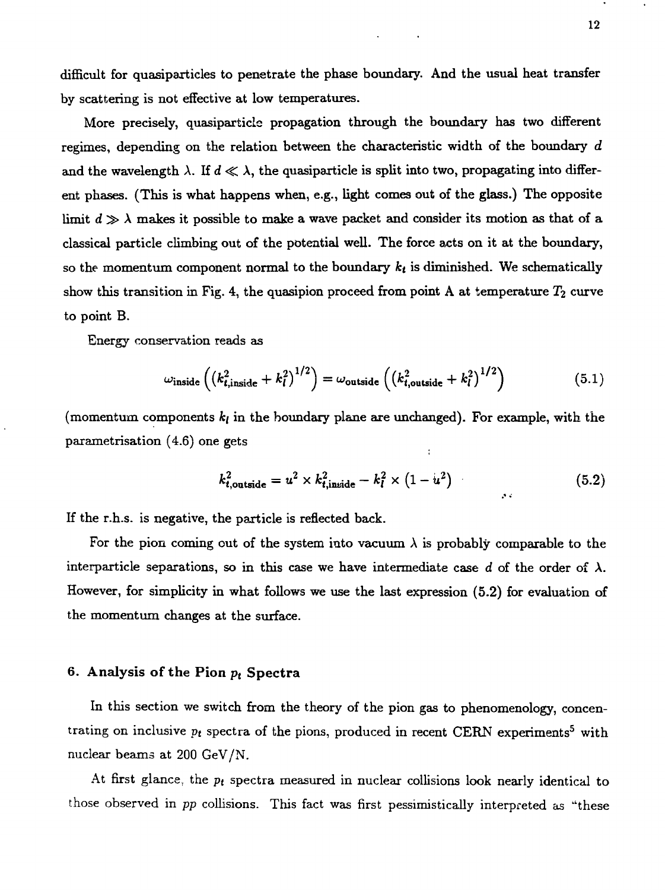difficult for quasiparticles to penetrate the phase boundary. And the usual heat transfer by scattering is not effective at low temperatures.

More precisely, quasiparticle propagation through the boundary has two different regimes, depending on the relation between the characteristic width of the boundary $d$ and the wavelength $\lambda$. If $d \ll \lambda$, the quasiparticle is split into two, propagating into different phases. (This is what happens when, e.g., light comes out of the glass.) The opposite limit $d \gg \lambda$ makes it possible to make a wave packet and consider its motion as that of a classical particle climbing out of the potential well. The force acts on it at the boundary, so the momentum component normal to the boundary $k_t$ is diminished. We schematically show this transition in Fig. 4, the quasipion proceed from point A at temperature $T_2$ curve to point B.

Energy conservation reads as

$$\omega_{\text{inside}}\left(\left(k_{t,\text{inside}}^2 + k_l^2\right)^{1/2}\right) = \omega_{\text{outside}}\left(\left(k_{t,\text{outside}}^2 + k_l^2\right)^{1/2}\right) \tag{5.1}$$

(momentum components $k_l$ in the boundary plane are unchanged). For example, with the parametrisation (4.6) one gets

$$k_{t,\text{outside}}^2 = u^2 \times k_{t,\text{inside}}^2 - k_l^2 \times \left(1 - u^2\right) \tag{5.2}$$

If the r.h.s. is negative, the particle is reflected back.

For the pion coming out of the system into vacuum $\lambda$ is probably comparable to the interparticle separations, so in this case we have intermediate case $d$ of the order of $\lambda$. However, for simplicity in what follows we use the last expression (5.2) for evaluation of the momentum changes at the surface.

## 6. Analysis of the Pion $p_t$ Spectra

In this section we switch from the theory of the pion gas to phenomenology, concentrating on inclusive $p_t$ spectra of the pions, produced in recent CERN experiments[5] with nuclear beams at 200 GeV/N.

At first glance, the $p_t$ spectra measured in nuclear collisions look nearly identical to those observed in $pp$ collisions. This fact was first pessimistically interpreted as "these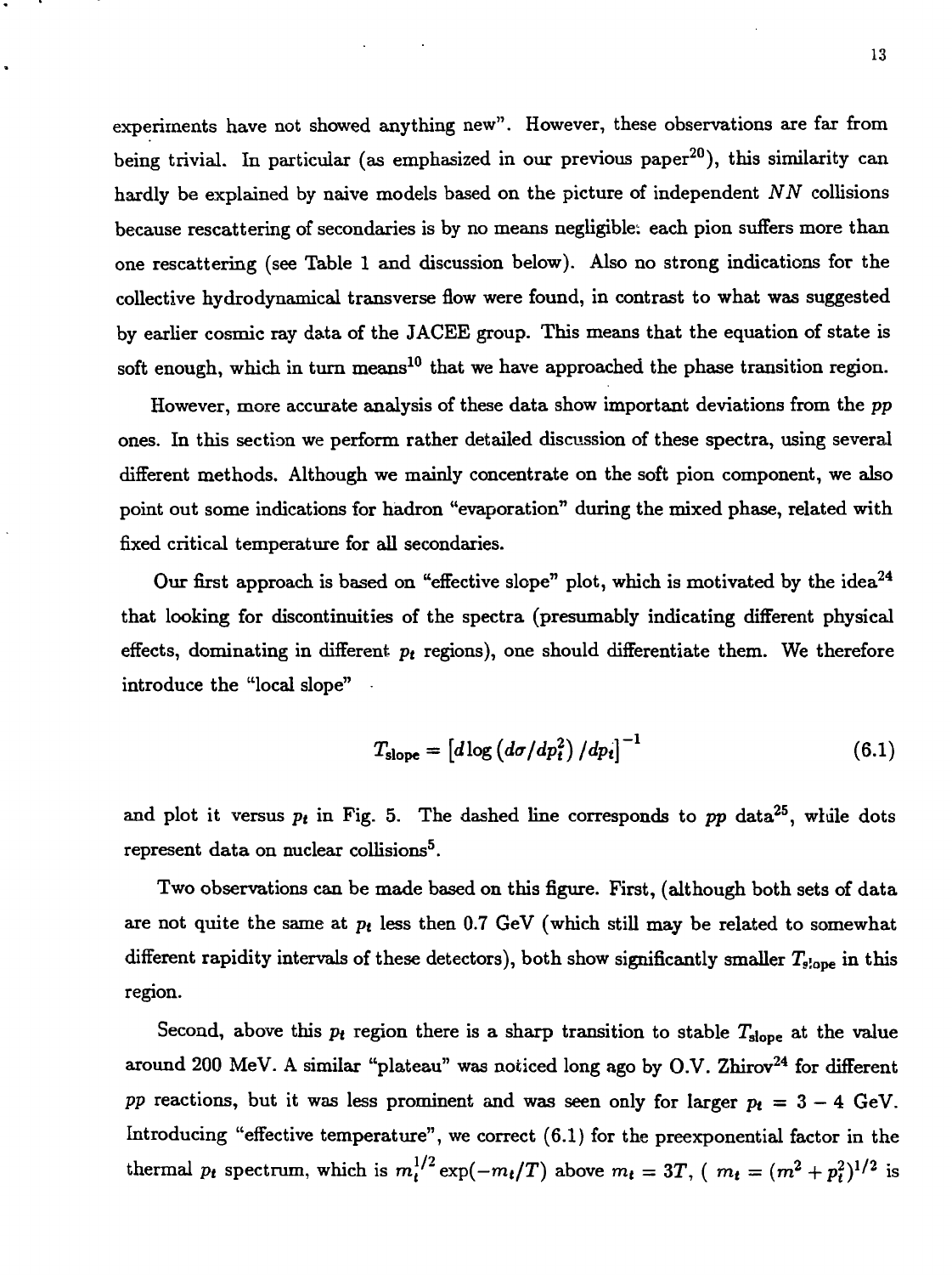experiments have not showed anything new". However, these observations are far from being trivial. In particular (as emphasized in our previous paper[20]), this similarity can hardly be explained by naive models based on the picture of independent $NN$ collisions because rescattering of secondaries is by no means negligible: each pion suffers more than one rescattering (see Table 1 and discussion below). Also no strong indications for the collective hydrodynamical transverse flow were found, in contrast to what was suggested by earlier cosmic ray data of the JACEE group. This means that the equation of state is soft enough, which in turn means[10] that we have approached the phase transition region.

However, more accurate analysis of these data show important deviations from the $pp$ ones. In this section we perform rather detailed discussion of these spectra, using several different methods. Although we mainly concentrate on the soft pion component, we also point out some indications for hadron "evaporation" during the mixed phase, related with fixed critical temperature for all secondaries.

Our first approach is based on "effective slope" plot, which is motivated by the idea[24] that looking for discontinuities of the spectra (presumably indicating different physical effects, dominating in different $p_t$ regions), one should differentiate them. We therefore introduce the "local slope"

$$T_{\rm slope} = \left[d\log\left(d\sigma/dp_t^2\right)/dp_t\right]^{-1} \tag{6.1}$$

and plot it versus $p_t$ in Fig. 5. The dashed line corresponds to $pp$ data[25], while dots represent data on nuclear collisions[5].

Two observations can be made based on this figure. First, (although both sets of data are not quite the same at $p_t$ less then 0.7 GeV (which still may be related to somewhat different rapidity intervals of these detectors), both show significantly smaller $T_{\rm slope}$ in this region.

Second, above this $p_t$ region there is a sharp transition to stable $T_{\rm slope}$ at the value around 200 MeV. A similar "plateau" was noticed long ago by O.V. Zhirov[24] for different $pp$ reactions, but it was less prominent and was seen only for larger $p_t = 3-4$ GeV. Introducing "effective temperature", we correct (6.1) for the preexponential factor in the thermal $p_t$ spectrum, which is $m_t^{1/2}\exp(-m_t/T)$ above $m_t = 3T$, ( $m_t = (m^2+p_t^2)^{1/2}$ is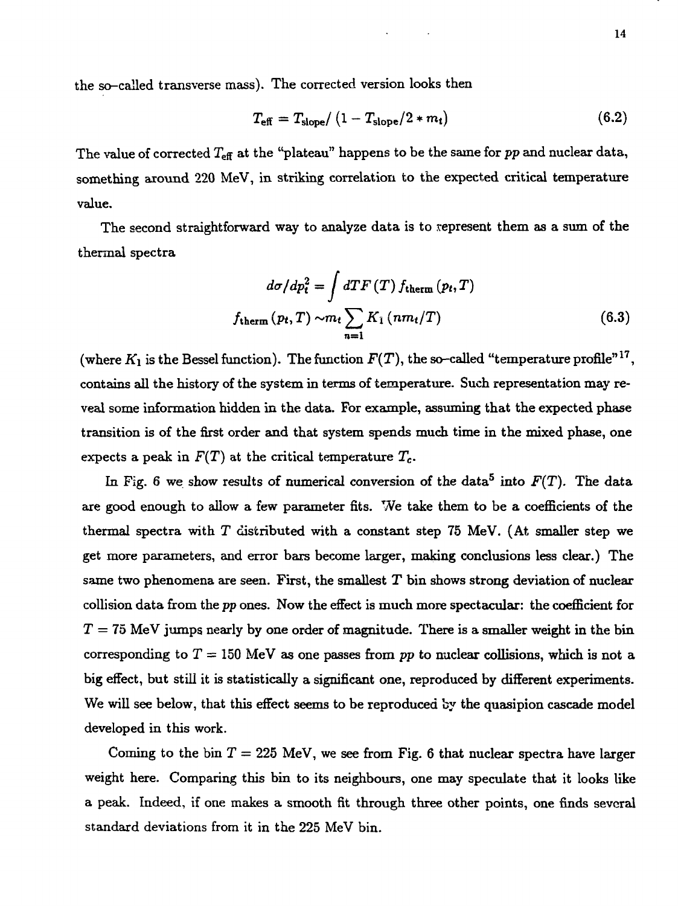the so–called transverse mass). The corrected version looks then

$$T_{\text{eff}} = T_{\text{slope}} / \left(1 - T_{\text{slope}} / 2 * m_t\right) \tag{6.2}$$

The value of corrected $T_{\text{eff}}$ at the "plateau" happens to be the same for *pp* and nuclear data, something around 220 MeV, in striking correlation to the expected critical temperature value.

The second straightforward way to analyze data is to represent them as a sum of the thermal spectra

$$\begin{gathered} d\sigma/dp_t^2 = \int dT F(T) f_{\text{therm}}(p_t, T) \\ f_{\text{therm}}(p_t, T) \sim m_t \sum_{n=1} K_1(n m_t / T) \end{gathered} \tag{6.3}$$

(where $K_1$ is the Bessel function). The function $F(T)$, the so–called "temperature profile"[17], contains all the history of the system in terms of temperature. Such representation may reveal some information hidden in the data. For example, assuming that the expected phase transition is of the first order and that system spends much time in the mixed phase, one expects a peak in $F(T)$ at the critical temperature $T_c$.

In Fig. 6 we show results of numerical conversion of the data[5] into $F(T)$. The data are good enough to allow a few parameter fits. We take them to be a coefficients of the thermal spectra with $T$ distributed with a constant step 75 MeV. (At smaller step we get more parameters, and error bars become larger, making conclusions less clear.) The same two phenomena are seen. First, the smallest $T$ bin shows strong deviation of nuclear collision data from the *pp* ones. Now the effect is much more spectacular: the coefficient for $T = 75$ MeV jumps nearly by one order of magnitude. There is a smaller weight in the bin corresponding to $T = 150$ MeV as one passes from *pp* to nuclear collisions, which is not a big effect, but still it is statistically a significant one, reproduced by different experiments. We will see below, that this effect seems to be reproduced by the quasipion cascade model developed in this work.

Coming to the bin $T = 225$ MeV, we see from Fig. 6 that nuclear spectra have larger weight here. Comparing this bin to its neighbours, one may speculate that it looks like a peak. Indeed, if one makes a smooth fit through three other points, one finds several standard deviations from it in the 225 MeV bin.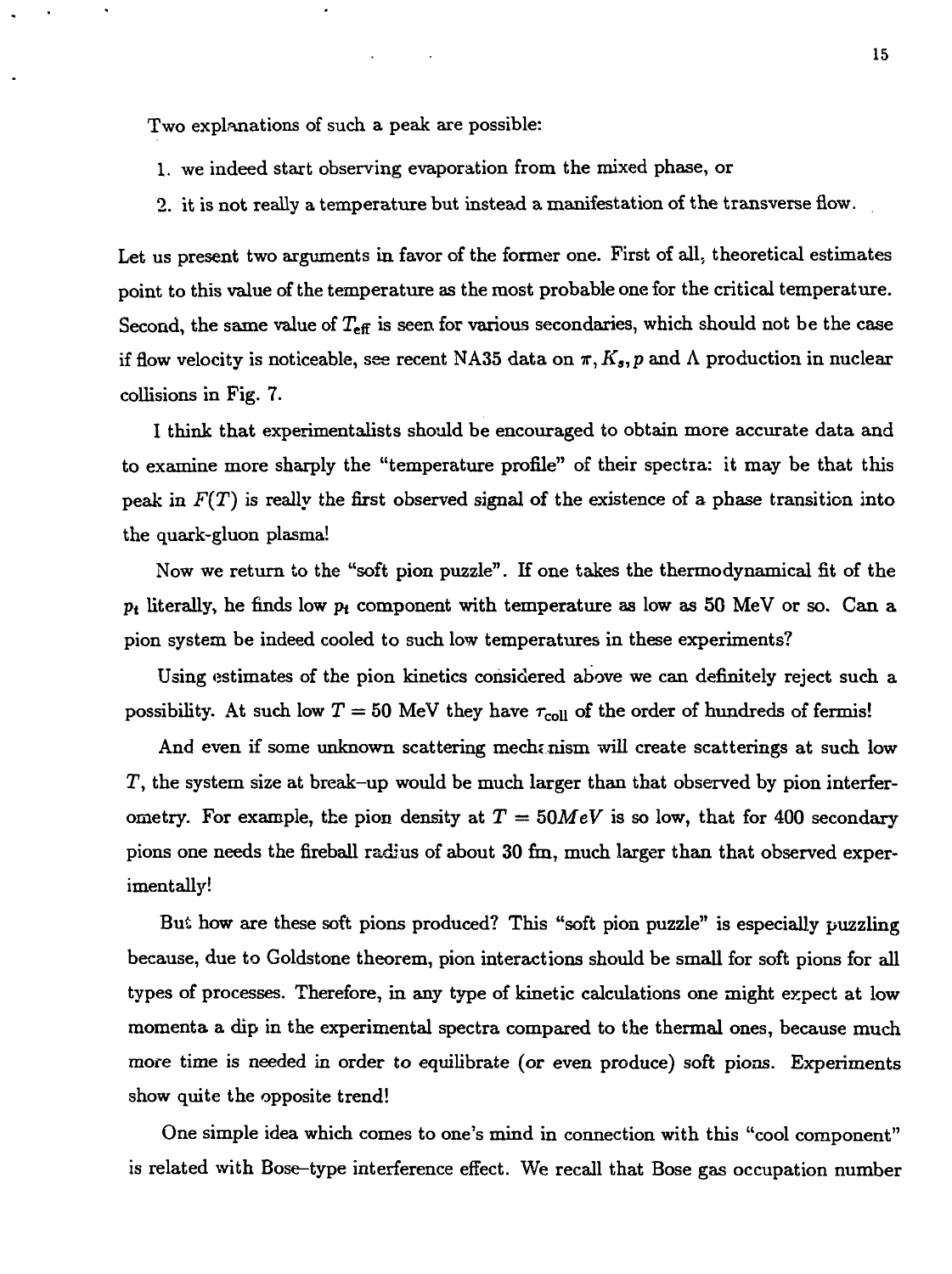Two explanations of such a peak are possible:

1. we indeed start observing evaporation from the mixed phase, or
2. it is not really a temperature but instead a manifestation of the transverse flow.

Let us present two arguments in favor of the former one. First of all, theoretical estimates point to this value of the temperature as the most probable one for the critical temperature. Second, the same value of $T_{\text{eff}}$ is seen for various secondaries, which should not be the case if flow velocity is noticeable, see recent NA35 data on $\pi, K_s, p$ and $\Lambda$ production in nuclear collisions in Fig. 7.

I think that experimentalists should be encouraged to obtain more accurate data and to examine more sharply the "temperature profile" of their spectra: it may be that this peak in $F(T)$ is really the first observed signal of the existence of a phase transition into the quark-gluon plasma!

Now we return to the "soft pion puzzle". If one takes the thermodynamical fit of the $p_t$ literally, he finds low $p_t$ component with temperature as low as 50 MeV or so. Can a pion system be indeed cooled to such low temperatures in these experiments?

Using estimates of the pion kinetics considered above we can definitely reject such a possibility. At such low $T = 50$ MeV they have $\tau_{\text{coll}}$ of the order of hundreds of fermis!

And even if some unknown scattering mechanism will create scatterings at such low $T$, the system size at break-up would be much larger than that observed by pion interferometry. For example, the pion density at $T = 50MeV$ is so low, that for 400 secondary pions one needs the fireball radius of about 30 fm, much larger than that observed experimentally!

But how are these soft pions produced? This "soft pion puzzle" is especially puzzling because, due to Goldstone theorem, pion interactions should be small for soft pions for all types of processes. Therefore, in any type of kinetic calculations one might expect at low momenta a dip in the experimental spectra compared to the thermal ones, because much more time is needed in order to equilibrate (or even produce) soft pions. Experiments show quite the opposite trend!

One simple idea which comes to one's mind in connection with this "cool component" is related with Bose–type interference effect. We recall that Bose gas occupation number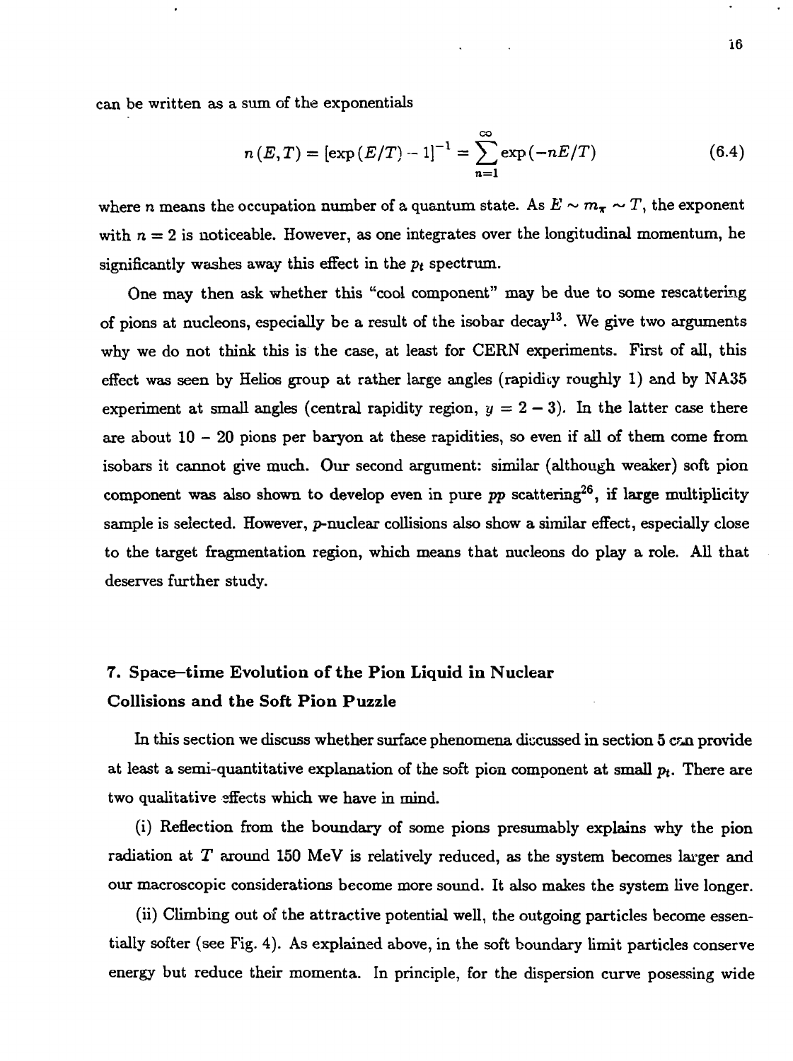can be written as a sum of the exponentials

$$n(E,T) = [\exp(E/T) - 1]^{-1} = \sum_{n=1}^{\infty} \exp(-nE/T) \tag{6.4}$$

where $n$ means the occupation number of a quantum state. As $E \sim m_\pi \sim T$, the exponent with $n = 2$ is noticeable. However, as one integrates over the longitudinal momentum, he significantly washes away this effect in the $p_t$ spectrum.

One may then ask whether this "cool component" may be due to some rescattering of pions at nucleons, especially be a result of the isobar decay[13]. We give two arguments why we do not think this is the case, at least for CERN experiments. First of all, this effect was seen by Helios group at rather large angles (rapidity roughly 1) and by NA35 experiment at small angles (central rapidity region, $y = 2 - 3$). In the latter case there are about 10 – 20 pions per baryon at these rapidities, so even if all of them come from isobars it cannot give much. Our second argument: similar (although weaker) soft pion component was also shown to develop even in pure $pp$ scattering[26], if large multiplicity sample is selected. However, $p$-nuclear collisions also show a similar effect, especially close to the target fragmentation region, which means that nucleons do play a role. All that deserves further study.

## 7. Space–time Evolution of the Pion Liquid in Nuclear Collisions and the Soft Pion Puzzle

In this section we discuss whether surface phenomena discussed in section 5 can provide at least a semi-quantitative explanation of the soft pion component at small $p_t$. There are two qualitative effects which we have in mind.

(i) Reflection from the boundary of some pions presumably explains why the pion radiation at $T$ around 150 MeV is relatively reduced, as the system becomes larger and our macroscopic considerations become more sound. It also makes the system live longer.

(ii) Climbing out of the attractive potential well, the outgoing particles become essentially softer (see Fig. 4). As explained above, in the soft boundary limit particles conserve energy but reduce their momenta. In principle, for the dispersion curve posessing wide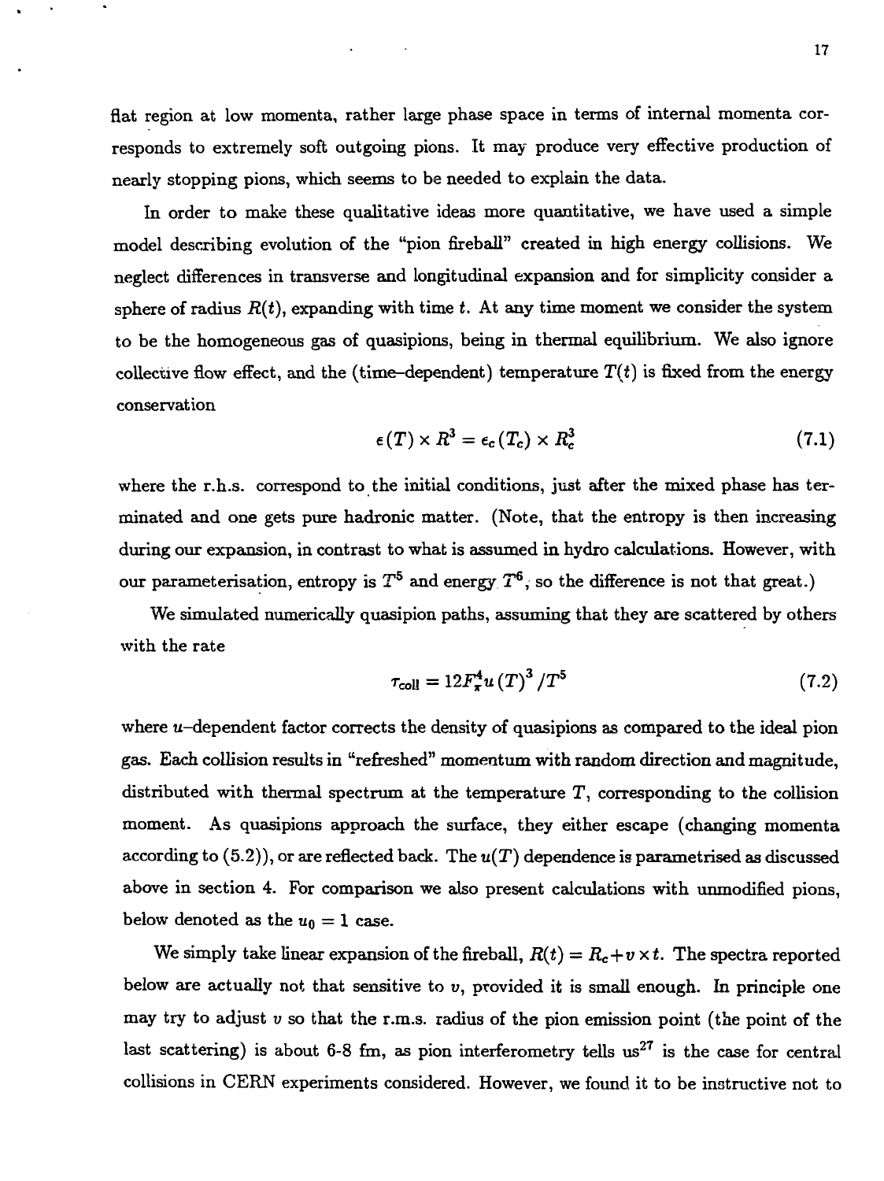flat region at low momenta, rather large phase space in terms of internal momenta corresponds to extremely soft outgoing pions. It may produce very effective production of nearly stopping pions, which seems to be needed to explain the data.

In order to make these qualitative ideas more quantitative, we have used a simple model describing evolution of the "pion fireball" created in high energy collisions. We neglect differences in transverse and longitudinal expansion and for simplicity consider a sphere of radius $R(t)$, expanding with time $t$. At any time moment we consider the system to be the homogeneous gas of quasipions, being in thermal equilibrium. We also ignore collective flow effect, and the (time–dependent) temperature $T(t)$ is fixed from the energy conservation

$$\epsilon(T) \times R^3 = \epsilon_c(T_c) \times R_c^3 \tag{7.1}$$

where the r.h.s. correspond to the initial conditions, just after the mixed phase has terminated and one gets pure hadronic matter. (Note, that the entropy is then increasing during our expansion, in contrast to what is assumed in hydro calculations. However, with our parameterisation, entropy is $T^5$ and energy $T^6$, so the difference is not that great.)

We simulated numerically quasipion paths, assuming that they are scattered by others with the rate

$$\tau_{coll} = 12F_\pi^4 u(T)^3 / T^5 \tag{7.2}$$

where $u$–dependent factor corrects the density of quasipions as compared to the ideal pion gas. Each collision results in "refreshed" momentum with random direction and magnitude, distributed with thermal spectrum at the temperature $T$, corresponding to the collision moment. As quasipions approach the surface, they either escape (changing momenta according to (5.2)), or are reflected back. The $u(T)$ dependence is parametrised as discussed above in section 4. For comparison we also present calculations with unmodified pions, below denoted as the $u_0 = 1$ case.

We simply take linear expansion of the fireball, $R(t) = R_c + v \times t$. The spectra reported below are actually not that sensitive to $v$, provided it is small enough. In principle one may try to adjust $v$ so that the r.m.s. radius of the pion emission point (the point of the last scattering) is about 6-8 fm, as pion interferometry tells us[27] is the case for central collisions in CERN experiments considered. However, we found it to be instructive not to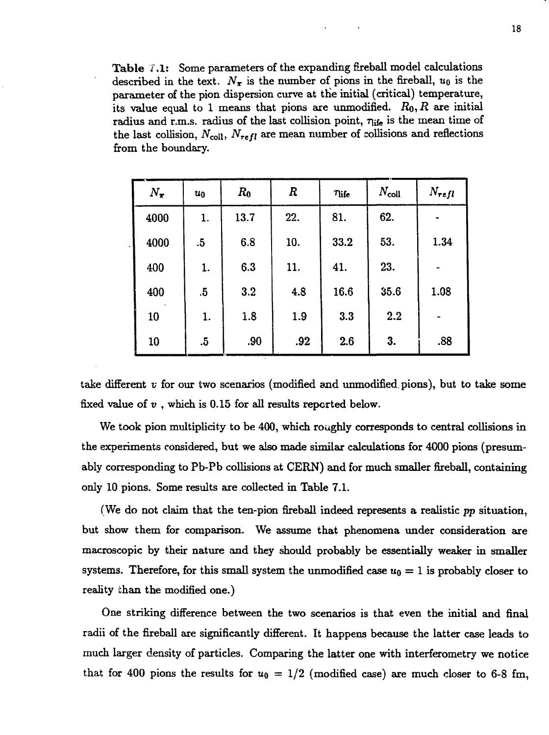**Table 7.1:** Some parameters of the expanding fireball model calculations described in the text. $N_\pi$ is the number of pions in the fireball, $u_0$ is the parameter of the pion dispersion curve at the initial (critical) temperature, its value equal to 1 means that pions are unmodified. $R_0, R$ are initial radius and r.m.s. radius of the last collision point, $\tau_{life}$ is the mean time of the last collision, $N_{coll}$, $N_{refl}$ are mean number of collisions and reflections from the boundary.

| $N_\pi$ | $u_0$ | $R_0$ | $R$ | $\tau_{life}$ | $N_{coll}$ | $N_{refl}$ |
|---|---|---|---|---|---|---|
| 4000 | 1. | 13.7 | 22. | 81. | 62. | - |
| 4000 | .5 | 6.8 | 10. | 33.2 | 53. | 1.34 |
| 400 | 1. | 6.3 | 11. | 41. | 23. | - |
| 400 | .5 | 3.2 | 4.8 | 16.6 | 35.6 | 1.08 |
| 10 | 1. | 1.8 | 1.9 | 3.3 | 2.2 | - |
| 10 | .5 | .90 | .92 | 2.6 | 3. | .88 |

take different $v$ for our two scenarios (modified and unmodified pions), but to take some fixed value of $v$, which is 0.15 for all results reported below.

We took pion multiplicity to be 400, which roughly corresponds to central collisions in the experiments considered, but we also made similar calculations for 4000 pions (presumably corresponding to Pb-Pb collisions at CERN) and for much smaller fireball, containing only 10 pions. Some results are collected in Table 7.1.

(We do not claim that the ten-pion fireball indeed represents a realistic $pp$ situation, but show them for comparison. We assume that phenomena under consideration are macroscopic by their nature and they should probably be essentially weaker in smaller systems. Therefore, for this small system the unmodified case $u_0 = 1$ is probably closer to reality than the modified one.)

One striking difference between the two scenarios is that even the initial and final radii of the fireball are significantly different. It happens because the latter case leads to much larger density of particles. Comparing the latter one with interferometry we notice that for 400 pions the results for $u_0 = 1/2$ (modified case) are much closer to 6-8 fm,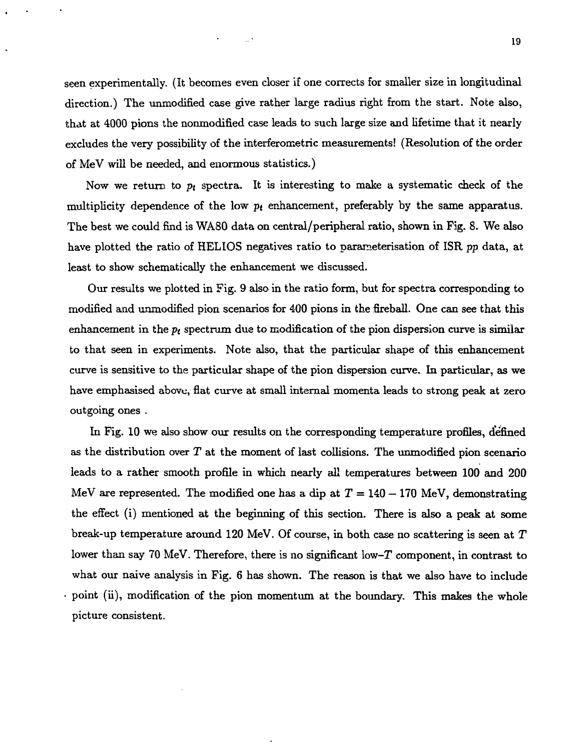seen experimentally. (It becomes even closer if one corrects for smaller size in longitudinal direction.) The unmodified case give rather large radius right from the start. Note also, that at 4000 pions the nonmodified case leads to such large size and lifetime that it nearly excludes the very possibility of the interferometric measurements! (Resolution of the order of MeV will be needed, and enormous statistics.)

Now we return to $p_t$ spectra. It is interesting to make a systematic check of the multiplicity dependence of the low $p_t$ enhancement, preferably by the same apparatus. The best we could find is WA80 data on central/peripheral ratio, shown in Fig. 8. We also have plotted the ratio of HELIOS negatives ratio to parameterisation of ISR $pp$ data, at least to show schematically the enhancement we discussed.

Our results we plotted in Fig. 9 also in the ratio form, but for spectra corresponding to modified and unmodified pion scenarios for 400 pions in the fireball. One can see that this enhancement in the $p_t$ spectrum due to modification of the pion dispersion curve is similar to that seen in experiments. Note also, that the particular shape of this enhancement curve is sensitive to the particular shape of the pion dispersion curve. In particular, as we have emphasised above, flat curve at small internal momenta leads to strong peak at zero outgoing ones .

In Fig. 10 we also show our results on the corresponding temperature profiles, defined as the distribution over $T$ at the moment of last collisions. The unmodified pion scenario leads to a rather smooth profile in which nearly all temperatures between 100 and 200 MeV are represented. The modified one has a dip at $T = 140 - 170$ MeV, demonstrating the effect (i) mentioned at the beginning of this section. There is also a peak at some break-up temperature around 120 MeV. Of course, in both case no scattering is seen at $T$ lower than say 70 MeV. Therefore, there is no significant low–$T$ component, in contrast to what our naive analysis in Fig. 6 has shown. The reason is that we also have to include point (ii), modification of the pion momentum at the boundary. This makes the whole picture consistent.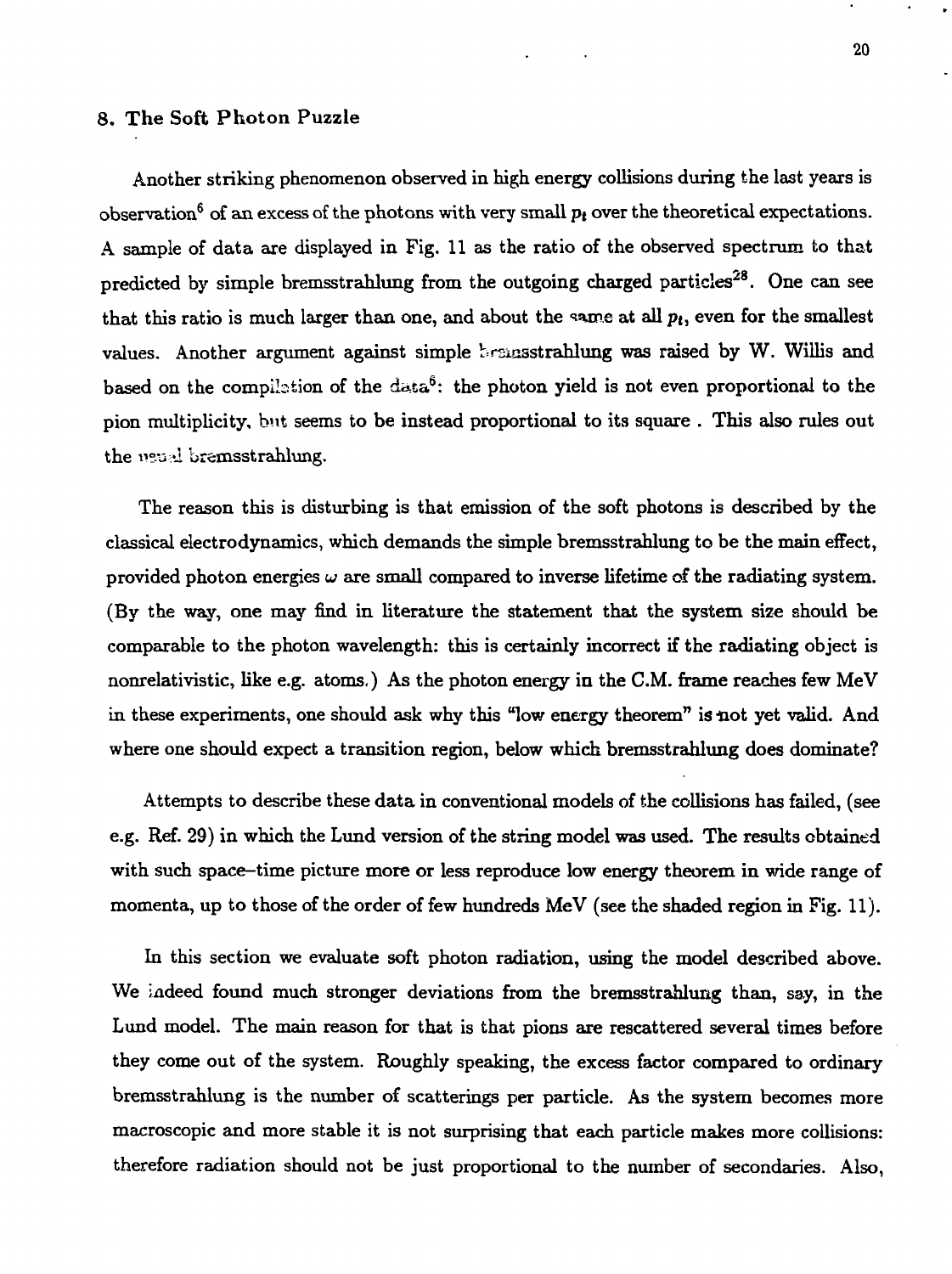## 8. The Soft Photon Puzzle

Another striking phenomenon observed in high energy collisions during the last years is observation[6] of an excess of the photons with very small $p_t$ over the theoretical expectations. A sample of data are displayed in Fig. 11 as the ratio of the observed spectrum to that predicted by simple bremsstrahlung from the outgoing charged particles[28]. One can see that this ratio is much larger than one, and about the same at all $p_t$, even for the smallest values. Another argument against simple bremsstrahlung was raised by W. Willis and based on the compilation of the data[6]: the photon yield is not even proportional to the pion multiplicity, but seems to be instead proportional to its square . This also rules out the usual bremsstrahlung.

The reason this is disturbing is that emission of the soft photons is described by the classical electrodynamics, which demands the simple bremsstrahlung to be the main effect, provided photon energies $\omega$ are small compared to inverse lifetime of the radiating system. (By the way, one may find in literature the statement that the system size should be comparable to the photon wavelength: this is certainly incorrect if the radiating object is nonrelativistic, like e.g. atoms.) As the photon energy in the C.M. frame reaches few MeV in these experiments, one should ask why this "low energy theorem" is not yet valid. And where one should expect a transition region, below which bremsstrahlung does dominate?

Attempts to describe these data in conventional models of the collisions has failed, (see e.g. Ref. 29) in which the Lund version of the string model was used. The results obtained with such space–time picture more or less reproduce low energy theorem in wide range of momenta, up to those of the order of few hundreds MeV (see the shaded region in Fig. 11).

In this section we evaluate soft photon radiation, using the model described above. We indeed found much stronger deviations from the bremsstrahlung than, say, in the Lund model. The main reason for that is that pions are rescattered several times before they come out of the system. Roughly speaking, the excess factor compared to ordinary bremsstrahlung is the number of scatterings per particle. As the system becomes more macroscopic and more stable it is not surprising that each particle makes more collisions: therefore radiation should not be just proportional to the number of secondaries. Also,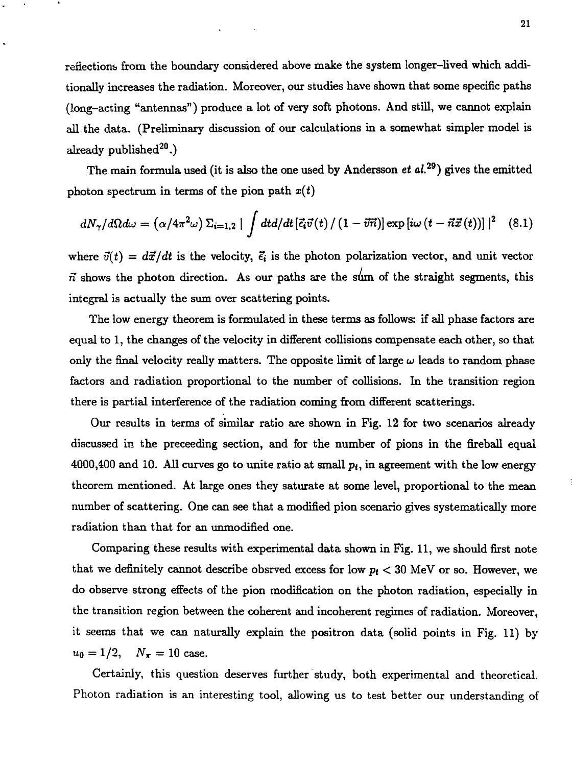reflections from the boundary considered above make the system longer–lived which additionally increases the radiation. Moreover, our studies have shown that some specific paths (long–acting "antennas") produce a lot of very soft photons. And still, we cannot explain all the data. (Preliminary discussion of our calculations in a somewhat simpler model is already published[20].)

The main formula used (it is also the one used by Andersson *et al.*[29]) gives the emitted photon spectrum in terms of the pion path $x(t)$

$$dN_\gamma/d\Omega d\omega = (\alpha/4\pi^2\omega)\, \Sigma_{i=1,2} \mid \int dt d/dt\, [\vec{\epsilon}_i \vec{v}(t) \,/\, (1 - \vec{v}\vec{n})] \exp[i\omega\,(t - \vec{n}\vec{x}\,(t))] \mid^2 \quad (8.1)$$

where $\vec{v}(t) = d\vec{x}/dt$ is the velocity, $\vec{\epsilon}_i$ is the photon polarization vector, and unit vector $\vec{n}$ shows the photon direction. As our paths are the sum of the straight segments, this integral is actually the sum over scattering points.

The low energy theorem is formulated in these terms as follows: if all phase factors are equal to 1, the changes of the velocity in different collisions compensate each other, so that only the final velocity really matters. The opposite limit of large $\omega$ leads to random phase factors and radiation proportional to the number of collisions. In the transition region there is partial interference of the radiation coming from different scatterings.

Our results in terms of similar ratio are shown in Fig. 12 for two scenarios already discussed in the preceeding section, and for the number of pions in the fireball equal 4000,400 and 10. All curves go to unite ratio at small $p_t$, in agreement with the low energy theorem mentioned. At large ones they saturate at some level, proportional to the mean number of scattering. One can see that a modified pion scenario gives systematically more radiation than that for an unmodified one.

Comparing these results with experimental data shown in Fig. 11, we should first note that we definitely cannot describe obsrved excess for low $p_t < 30$ MeV or so. However, we do observe strong effects of the pion modification on the photon radiation, especially in the transition region between the coherent and incoherent regimes of radiation. Moreover, it seems that we can naturally explain the positron data (solid points in Fig. 11) by $u_0 = 1/2, \quad N_\pi = 10$ case.

Certainly, this question deserves further study, both experimental and theoretical. Photon radiation is an interesting tool, allowing us to test better our understanding of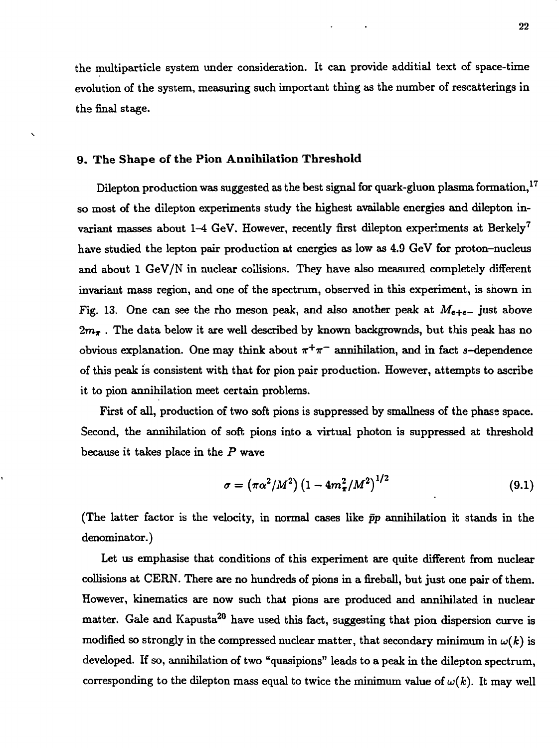the multiparticle system under consideration. It can provide additial text of space-time evolution of the system, measuring such important thing as the number of rescatterings in the final stage.

## 9. The Shape of the Pion Annihilation Threshold

Dilepton production was suggested as the best signal for quark-gluon plasma formation,[17] so most of the dilepton experiments study the highest available energies and dilepton invariant masses about 1–4 GeV. However, recently first dilepton experiments at Berkely[7] have studied the lepton pair production at energies as low as 4.9 GeV for proton–nucleus and about 1 GeV/N in nuclear collisions. They have also measured completely different invariant mass region, and one of the spectrum, observed in this experiment, is shown in Fig. 13. One can see the rho meson peak, and also another peak at $M_{e^+e^-}$ just above $2m_\pi$. The data below it are well described by known backgrownds, but this peak has no obvious explanation. One may think about $\pi^+\pi^-$ annihilation, and in fact $s$–dependence of this peak is consistent with that for pion pair production. However, attempts to ascribe it to pion annihilation meet certain problems.

First of all, production of two soft pions is suppressed by smallness of the phase space. Second, the annihilation of soft pions into a virtual photon is suppressed at threshold because it takes place in the $P$ wave

$$\sigma = \left(\pi\alpha^2/M^2\right)\left(1 - 4m_\pi^2/M^2\right)^{1/2} \tag{9.1}$$

(The latter factor is the velocity, in normal cases like $\bar{p}p$ annihilation it stands in the denominator.)

Let us emphasise that conditions of this experiment are quite different from nuclear collisions at CERN. There are no hundreds of pions in a fireball, but just one pair of them. However, kinematics are now such that pions are produced and annihilated in nuclear matter. Gale and Kapusta[20] have used this fact, suggesting that pion dispersion curve is modified so strongly in the compressed nuclear matter, that secondary minimum in $\omega(k)$ is developed. If so, annihilation of two "quasipions" leads to a peak in the dilepton spectrum, corresponding to the dilepton mass equal to twice the minimum value of $\omega(k)$. It may well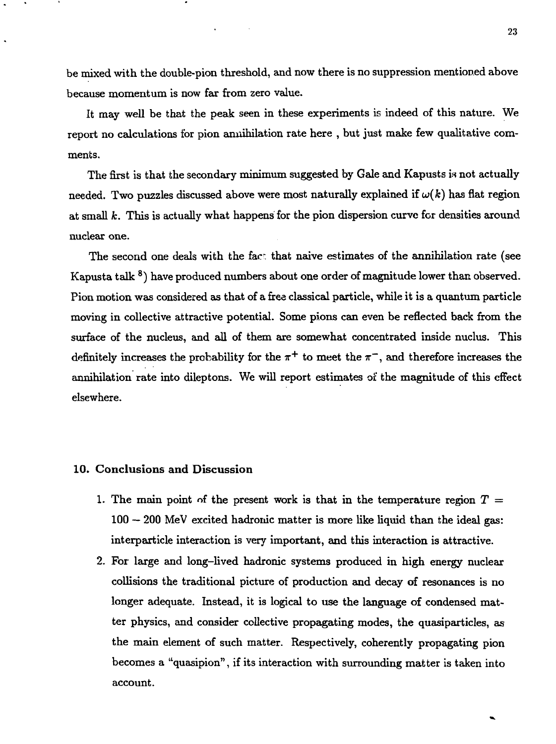be mixed with the double-pion threshold, and now there is no suppression mentioned above because momentum is now far from zero value.

It may well be that the peak seen in these experiments is indeed of this nature. We report no calculations for pion annihilation rate here , but just make few qualitative comments.

The first is that the secondary minimum suggested by Gale and Kapusts is not actually needed. Two puzzles discussed above were most naturally explained if $\omega(k)$ has flat region at small $k$. This is actually what happens for the pion dispersion curve for densities around nuclear one.

The second one deals with the fact that naive estimates of the annihilation rate (see Kapusta talk [8]) have produced numbers about one order of magnitude lower than observed. Pion motion was considered as that of a free classical particle, while it is a quantum particle moving in collective attractive potential. Some pions can even be reflected back from the surface of the nucleus, and all of them are somewhat concentrated inside nuclus. This definitely increases the probability for the $\pi^+$ to meet the $\pi^-$, and therefore increases the annihilation rate into dileptons. We will report estimates of the magnitude of this effect elsewhere.

## 10. Conclusions and Discussion

1. The main point of the present work is that in the temperature region $T = 100 - 200$ MeV excited hadronic matter is more like liquid than the ideal gas: interparticle interaction is very important, and this interaction is attractive.
2. For large and long–lived hadronic systems produced in high energy nuclear collisions the traditional picture of production and decay of resonances is no longer adequate. Instead, it is logical to use the language of condensed matter physics, and consider collective propagating modes, the quasiparticles, as the main element of such matter. Respectively, coherently propagating pion becomes a "quasipion", if its interaction with surrounding matter is taken into account.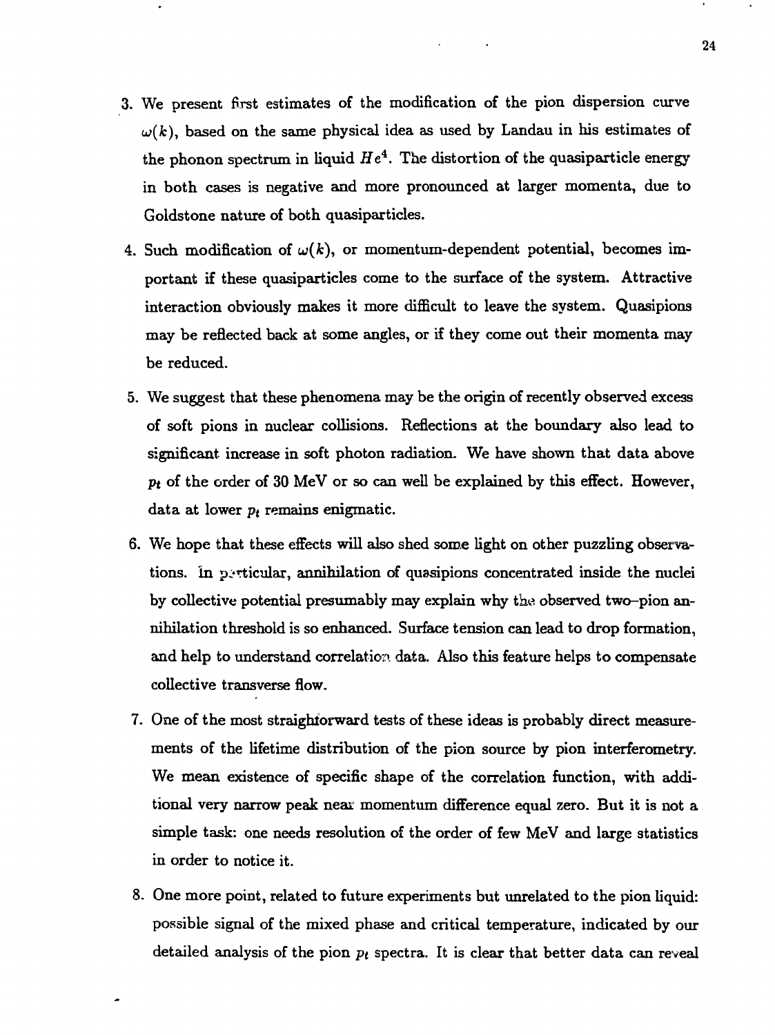3. We present first estimates of the modification of the pion dispersion curve $\omega(k)$, based on the same physical idea as used by Landau in his estimates of the phonon spectrum in liquid $He^4$. The distortion of the quasiparticle energy in both cases is negative and more pronounced at larger momenta, due to Goldstone nature of both quasiparticles.

4. Such modification of $\omega(k)$, or momentum-dependent potential, becomes important if these quasiparticles come to the surface of the system. Attractive interaction obviously makes it more difficult to leave the system. Quasipions may be reflected back at some angles, or if they come out their momenta may be reduced.

5. We suggest that these phenomena may be the origin of recently observed excess of soft pions in nuclear collisions. Reflections at the boundary also lead to significant increase in soft photon radiation. We have shown that data above $p_t$ of the order of 30 MeV or so can well be explained by this effect. However, data at lower $p_t$ remains enigmatic.

6. We hope that these effects will also shed some light on other puzzling observations. In particular, annihilation of quasipions concentrated inside the nuclei by collective potential presumably may explain why the observed two–pion annihilation threshold is so enhanced. Surface tension can lead to drop formation, and help to understand correlation data. Also this feature helps to compensate collective transverse flow.

7. One of the most straightforward tests of these ideas is probably direct measurements of the lifetime distribution of the pion source by pion interferometry. We mean existence of specific shape of the correlation function, with additional very narrow peak near momentum difference equal zero. But it is not a simple task: one needs resolution of the order of few MeV and large statistics in order to notice it.

8. One more point, related to future experiments but unrelated to the pion liquid: possible signal of the mixed phase and critical temperature, indicated by our detailed analysis of the pion $p_t$ spectra. It is clear that better data can reveal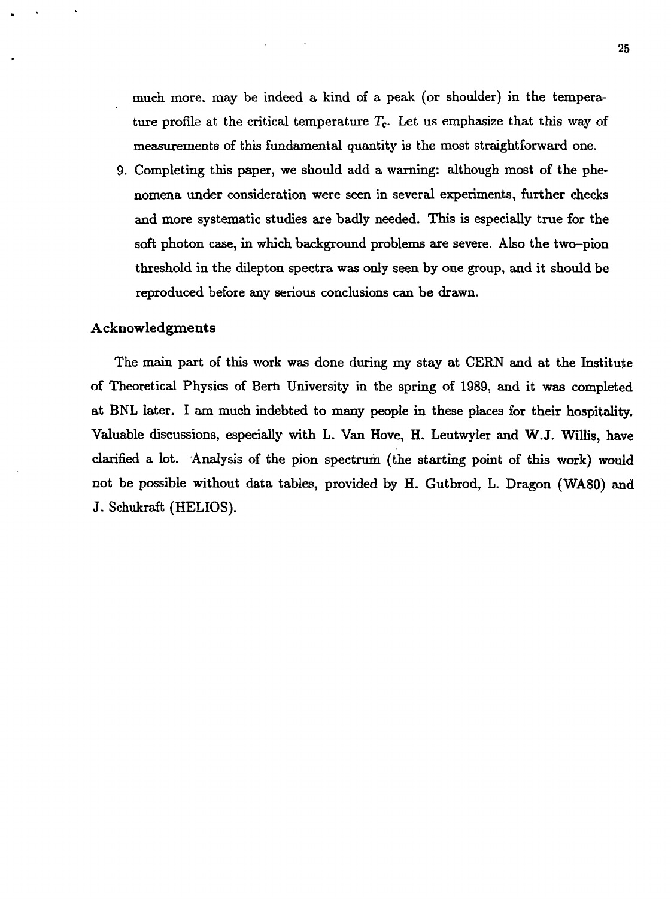much more, may be indeed a kind of a peak (or shoulder) in the temperature profile at the critical temperature $T_c$. Let us emphasize that this way of measurements of this fundamental quantity is the most straightforward one.

9. Completing this paper, we should add a warning: although most of the phenomena under consideration were seen in several experiments, further checks and more systematic studies are badly needed. This is especially true for the soft photon case, in which background problems are severe. Also the two–pion threshold in the dilepton spectra was only seen by one group, and it should be reproduced before any serious conclusions can be drawn.

### Acknowledgments

The main part of this work was done during my stay at CERN and at the Institute of Theoretical Physics of Bern University in the spring of 1989, and it was completed at BNL later. I am much indebted to many people in these places for their hospitality. Valuable discussions, especially with L. Van Hove, H. Leutwyler and W.J. Willis, have clarified a lot. Analysis of the pion spectrum (the starting point of this work) would not be possible without data tables, provided by H. Gutbrod, L. Dragon (WA80) and J. Schukraft (HELIOS).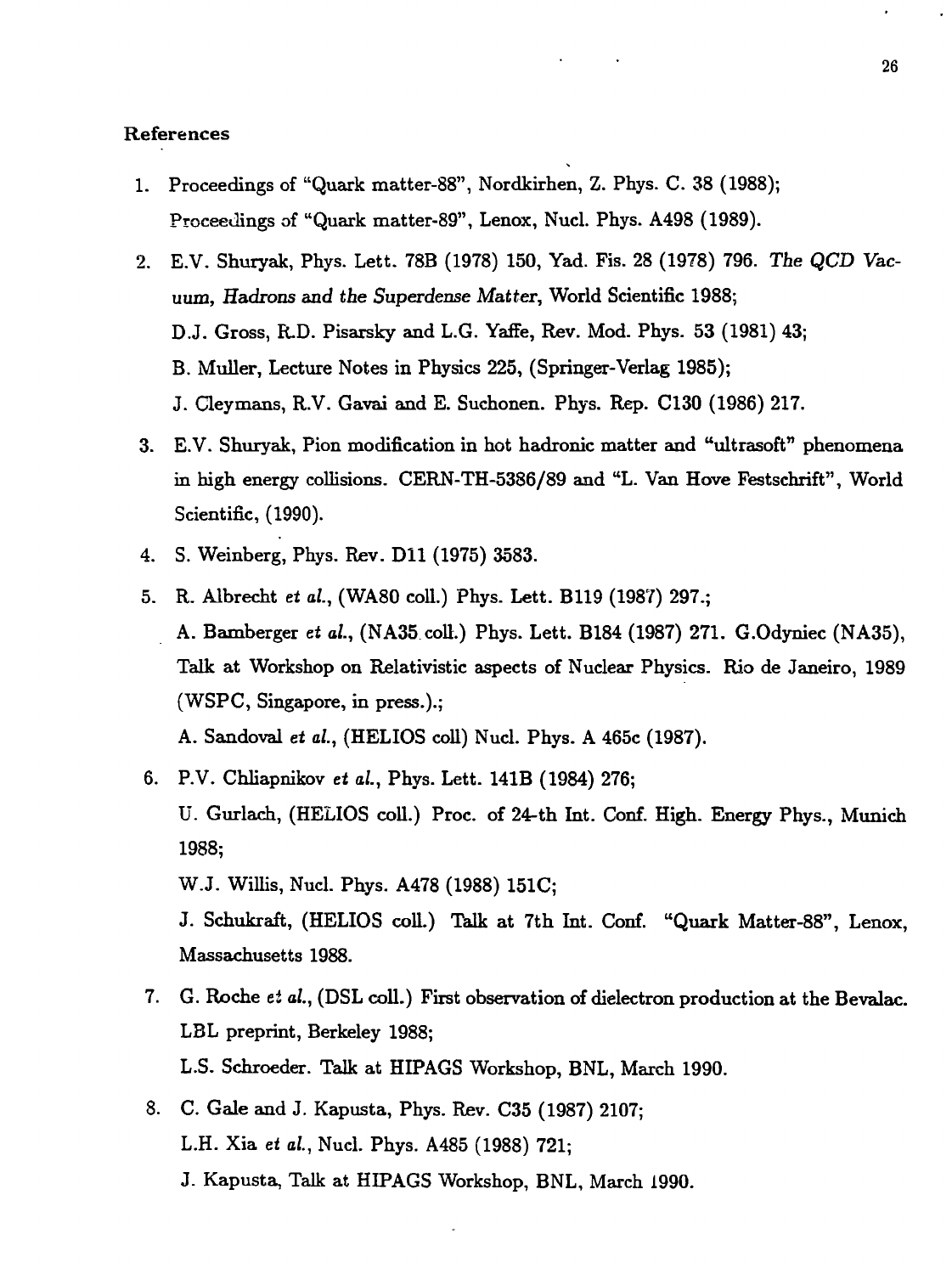### References

1. Proceedings of "Quark matter-88", Nordkirhen, Z. Phys. C. 38 (1988); Proceedings of "Quark matter-89", Lenox, Nucl. Phys. A498 (1989).
2. E.V. Shuryak, Phys. Lett. 78B (1978) 150, Yad. Fis. 28 (1978) 796. *The QCD Vacuum, Hadrons and the Superdense Matter*, World Scientific 1988; D.J. Gross, R.D. Pisarsky and L.G. Yaffe, Rev. Mod. Phys. 53 (1981) 43; B. Muller, Lecture Notes in Physics 225, (Springer-Verlag 1985); J. Cleymans, R.V. Gavai and E. Suchonen. Phys. Rep. C130 (1986) 217.
3. E.V. Shuryak, Pion modification in hot hadronic matter and "ultrasoft" phenomena in high energy collisions. CERN-TH-5386/89 and "L. Van Hove Festschrift", World Scientific, (1990).
4. S. Weinberg, Phys. Rev. D11 (1975) 3583.
5. R. Albrecht *et al.*, (WA80 coll.) Phys. Lett. B119 (1987) 297.; A. Bamberger *et al.*, (NA35 coll.) Phys. Lett. B184 (1987) 271. G.Odyniec (NA35), Talk at Workshop on Relativistic aspects of Nuclear Physics. Rio de Janeiro, 1989 (WSPC, Singapore, in press.).; A. Sandoval *et al.*, (HELIOS coll) Nucl. Phys. A 465c (1987).
6. P.V. Chliapnikov *et al.*, Phys. Lett. 141B (1984) 276; U. Gurlach, (HELIOS coll.) Proc. of 24-th Int. Conf. High. Energy Phys., Munich 1988; W.J. Willis, Nucl. Phys. A478 (1988) 151C; J. Schukraft, (HELIOS coll.) Talk at 7th Int. Conf. "Quark Matter-88", Lenox, Massachusetts 1988.
7. G. Roche *et al.*, (DSL coll.) First observation of dielectron production at the Bevalac. LBL preprint, Berkeley 1988; L.S. Schroeder. Talk at HIPAGS Workshop, BNL, March 1990.
8. C. Gale and J. Kapusta, Phys. Rev. C35 (1987) 2107; L.H. Xia *et al.*, Nucl. Phys. A485 (1988) 721; J. Kapusta, Talk at HIPAGS Workshop, BNL, March 1990.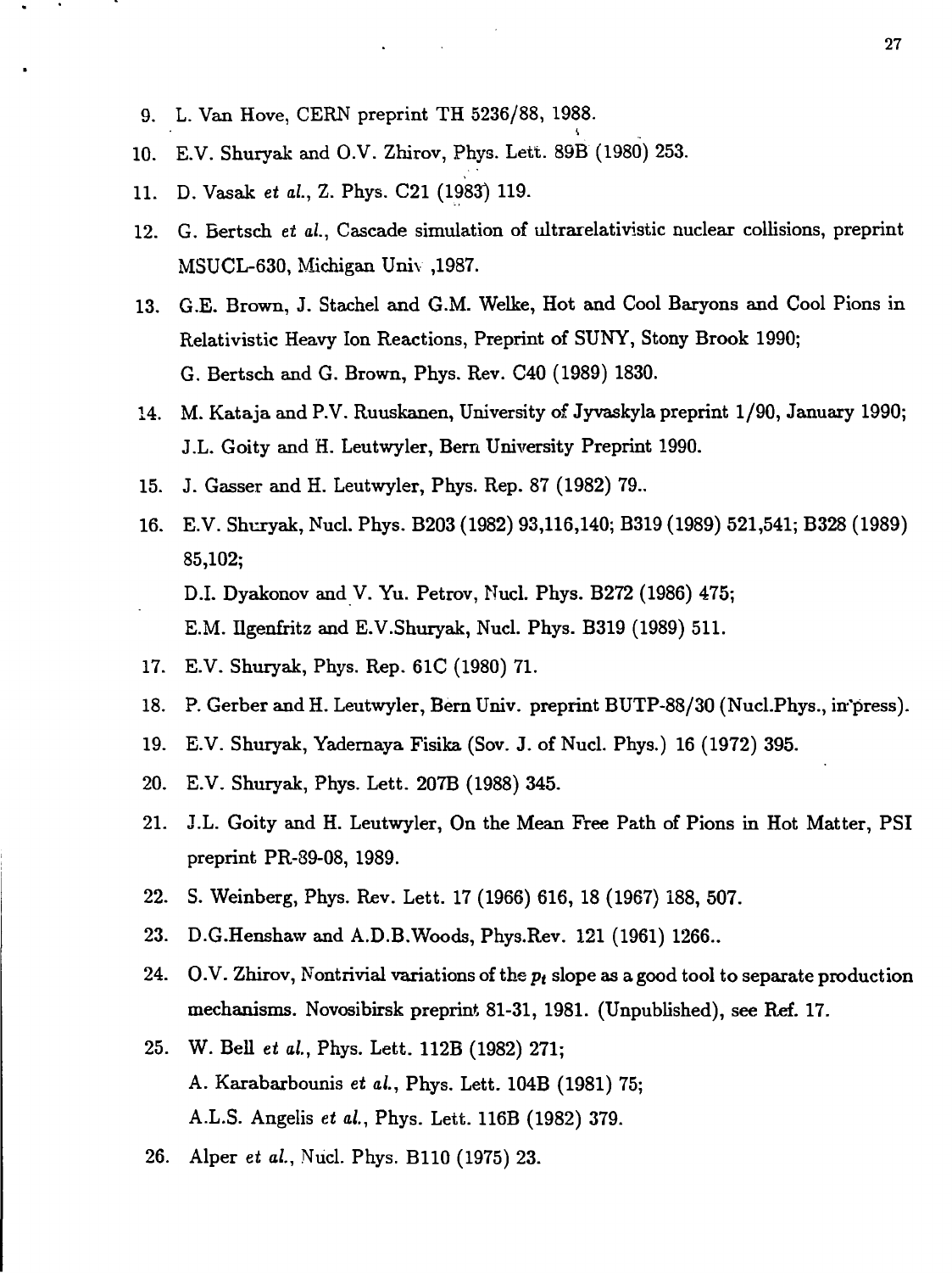9. L. Van Hove, CERN preprint TH 5236/88, 1988.
10. E.V. Shuryak and O.V. Zhirov, Phys. Lett. 89B (1980) 253.
11. D. Vasak *et al.*, Z. Phys. C21 (1983) 119.
12. G. Bertsch *et al.*, Cascade simulation of ultrarelativistic nuclear collisions, preprint MSUCL-630, Michigan Univ ,1987.
13. G.E. Brown, J. Stachel and G.M. Welke, Hot and Cool Baryons and Cool Pions in Relativistic Heavy Ion Reactions, Preprint of SUNY, Stony Brook 1990;
    G. Bertsch and G. Brown, Phys. Rev. C40 (1989) 1830.
14. M. Kataja and P.V. Ruuskanen, University of Jyvaskyla preprint 1/90, January 1990;
    J.L. Goity and H. Leutwyler, Bern University Preprint 1990.
15. J. Gasser and H. Leutwyler, Phys. Rep. 87 (1982) 79..
16. E.V. Shuryak, Nucl. Phys. B203 (1982) 93,116,140; B319 (1989) 521,541; B328 (1989) 85,102;
    D.I. Dyakonov and V. Yu. Petrov, Nucl. Phys. B272 (1986) 475;
    E.M. Ilgenfritz and E.V.Shuryak, Nucl. Phys. B319 (1989) 511.
17. E.V. Shuryak, Phys. Rep. 61C (1980) 71.
18. P. Gerber and H. Leutwyler, Bern Univ. preprint BUTP-88/30 (Nucl.Phys., in press).
19. E.V. Shuryak, Yadernaya Fisika (Sov. J. of Nucl. Phys.) 16 (1972) 395.
20. E.V. Shuryak, Phys. Lett. 207B (1988) 345.
21. J.L. Goity and H. Leutwyler, On the Mean Free Path of Pions in Hot Matter, PSI preprint PR-89-08, 1989.
22. S. Weinberg, Phys. Rev. Lett. 17 (1966) 616, 18 (1967) 188, 507.
23. D.G.Henshaw and A.D.B.Woods, Phys.Rev. 121 (1961) 1266..
24. O.V. Zhirov, Nontrivial variations of the $p_t$ slope as a good tool to separate production mechanisms. Novosibirsk preprint 81-31, 1981. (Unpublished), see Ref. 17.
25. W. Bell *et al.*, Phys. Lett. 112B (1982) 271;
    A. Karabarbounis *et al.*, Phys. Lett. 104B (1981) 75;
    A.L.S. Angelis *et al.*, Phys. Lett. 116B (1982) 379.
26. Alper *et al.*, Nucl. Phys. B110 (1975) 23.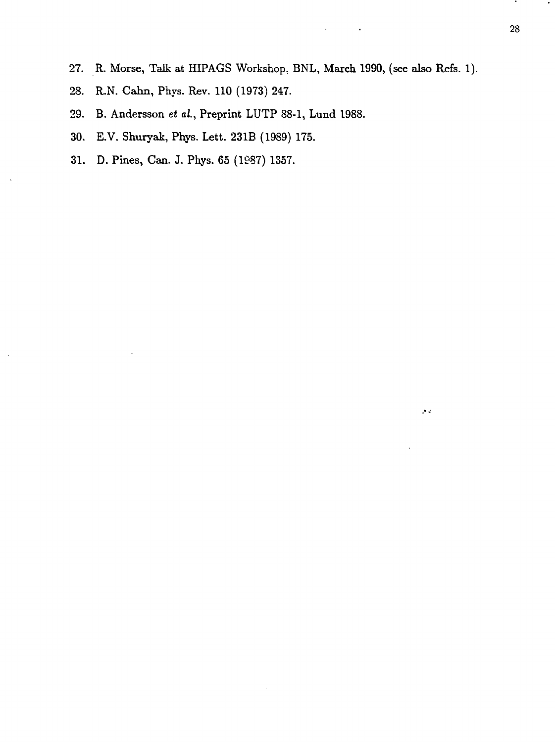27. R. Morse, Talk at HIPAGS Workshop, BNL, March 1990, (see also Refs. 1).
28. R.N. Cahn, Phys. Rev. 110 (1973) 247.
29. B. Andersson *et al.*, Preprint LUTP 88-1, Lund 1988.
30. E.V. Shuryak, Phys. Lett. 231B (1989) 175.
31. D. Pines, Can. J. Phys. 65 (1987) 1357.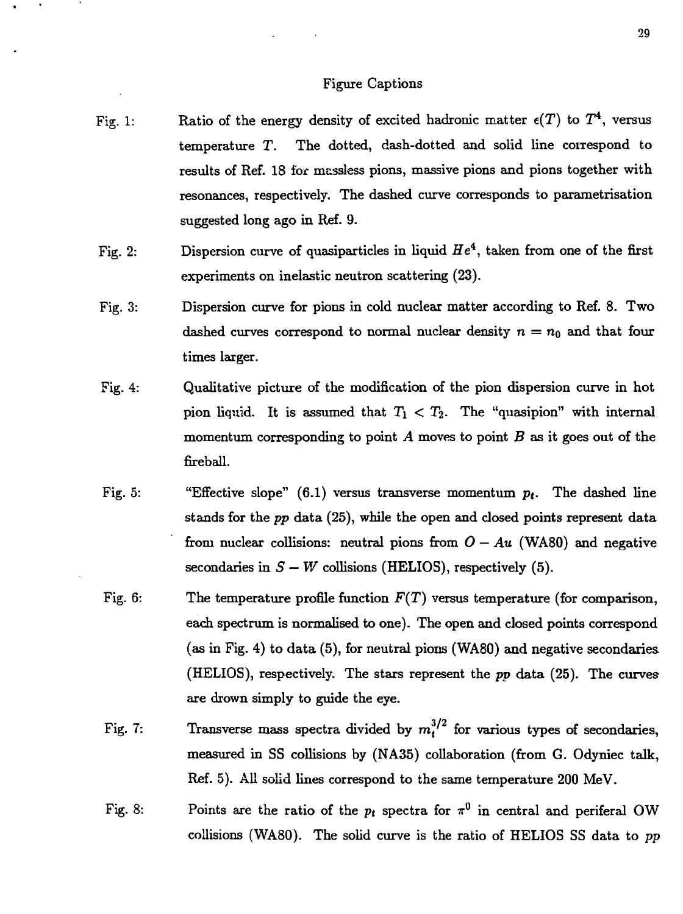## Figure Captions

Fig. 1: Ratio of the energy density of excited hadronic matter $\epsilon(T)$ to $T^4$, versus temperature $T$. The dotted, dash-dotted and solid line correspond to results of Ref. 18 for massless pions, massive pions and pions together with resonances, respectively. The dashed curve corresponds to parametrisation suggested long ago in Ref. 9.

Fig. 2: Dispersion curve of quasiparticles in liquid $He^4$, taken from one of the first experiments on inelastic neutron scattering (23).

Fig. 3: Dispersion curve for pions in cold nuclear matter according to Ref. 8. Two dashed curves correspond to normal nuclear density $n = n_0$ and that four times larger.

Fig. 4: Qualitative picture of the modification of the pion dispersion curve in hot pion liquid. It is assumed that $T_1 < T_2$. The "quasipion" with internal momentum corresponding to point $A$ moves to point $B$ as it goes out of the fireball.

Fig. 5: "Effective slope" (6.1) versus transverse momentum $p_t$. The dashed line stands for the $pp$ data (25), while the open and closed points represent data from nuclear collisions: neutral pions from $O - Au$ (WA80) and negative secondaries in $S - W$ collisions (HELIOS), respectively (5).

Fig. 6: The temperature profile function $F(T)$ versus temperature (for comparison, each spectrum is normalised to one). The open and closed points correspond (as in Fig. 4) to data (5), for neutral pions (WA80) and negative secondaries (HELIOS), respectively. The stars represent the $pp$ data (25). The curves are drown simply to guide the eye.

Fig. 7: Transverse mass spectra divided by $m_t^{3/2}$ for various types of secondaries, measured in SS collisions by (NA35) collaboration (from G. Odyniec talk, Ref. 5). All solid lines correspond to the same temperature 200 MeV.

Fig. 8: Points are the ratio of the $p_t$ spectra for $\pi^0$ in central and periferal OW collisions (WA80). The solid curve is the ratio of HELIOS SS data to $pp$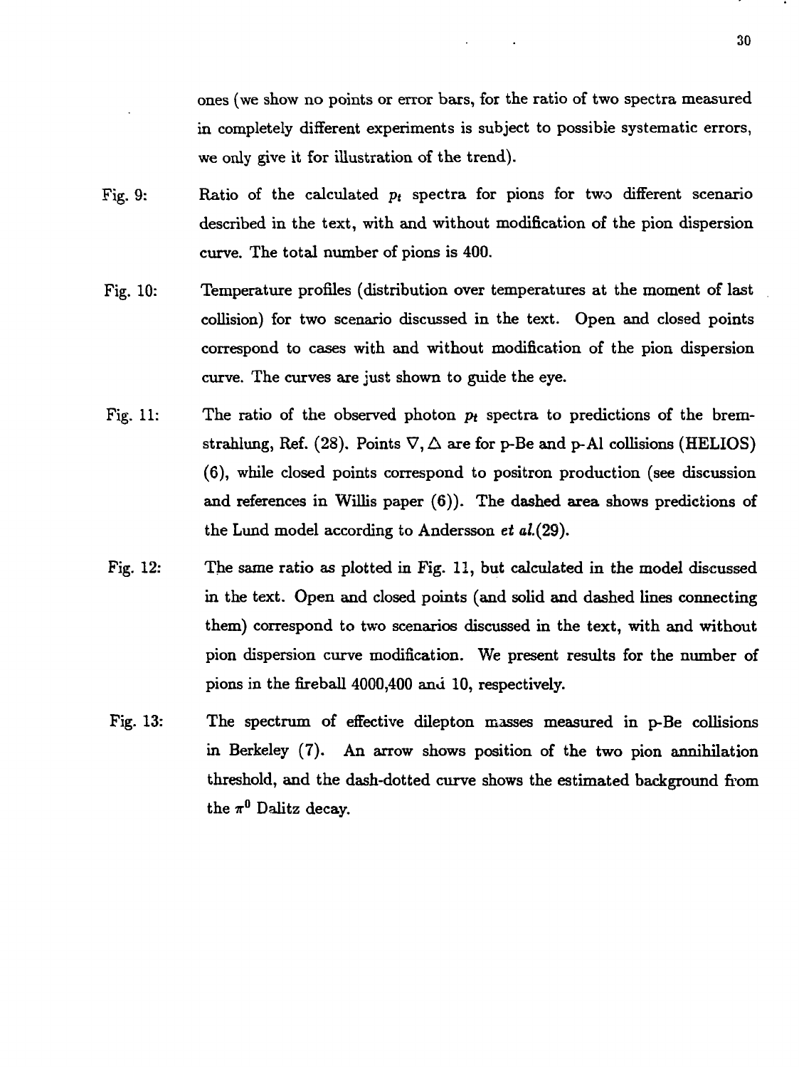ones (we show no points or error bars, for the ratio of two spectra measured in completely different experiments is subject to possible systematic errors, we only give it for illustration of the trend).

Fig. 9: Ratio of the calculated $p_t$ spectra for pions for two different scenario described in the text, with and without modification of the pion dispersion curve. The total number of pions is 400.

Fig. 10: Temperature profiles (distribution over temperatures at the moment of last collision) for two scenario discussed in the text. Open and closed points correspond to cases with and without modification of the pion dispersion curve. The curves are just shown to guide the eye.

Fig. 11: The ratio of the observed photon $p_t$ spectra to predictions of the bremstrahlung, Ref. (28). Points $\nabla, \Delta$ are for p-Be and p-Al collisions (HELIOS) (6), while closed points correspond to positron production (see discussion and references in Willis paper (6)). The dashed area shows predictions of the Lund model according to Andersson *et al.*(29).

Fig. 12: The same ratio as plotted in Fig. 11, but calculated in the model discussed in the text. Open and closed points (and solid and dashed lines connecting them) correspond to two scenarios discussed in the text, with and without pion dispersion curve modification. We present results for the number of pions in the fireball 4000,400 and 10, respectively.

Fig. 13: The spectrum of effective dilepton masses measured in p-Be collisions in Berkeley (7). An arrow shows position of the two pion annihilation threshold, and the dash-dotted curve shows the estimated background from the $\pi^0$ Dalitz decay.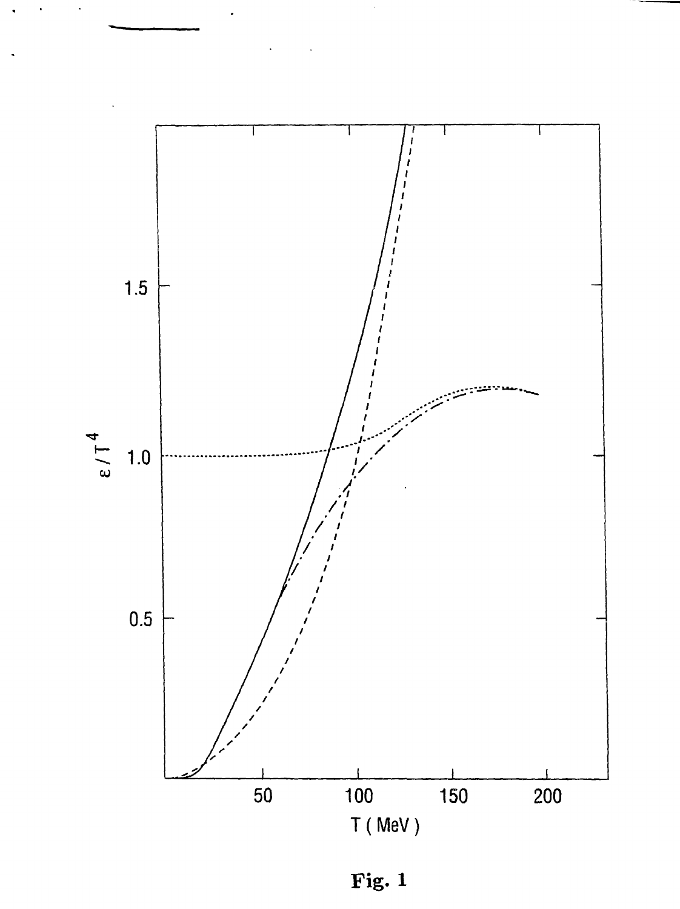**Fig. 1**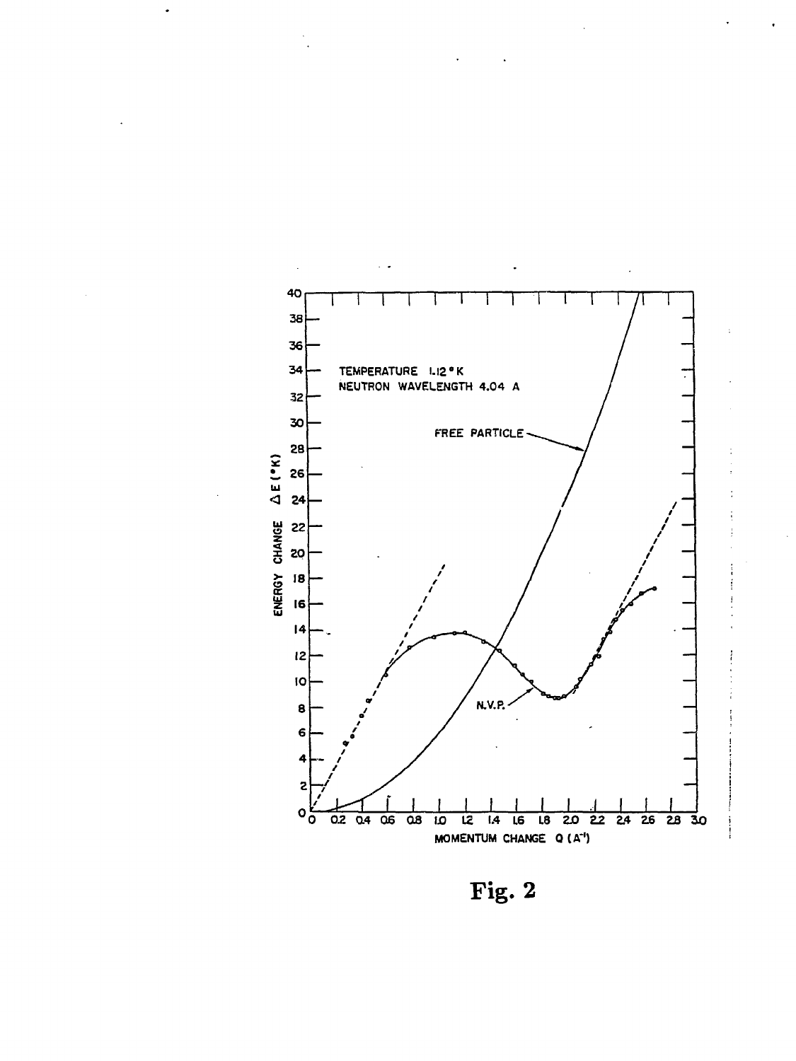Fig. 2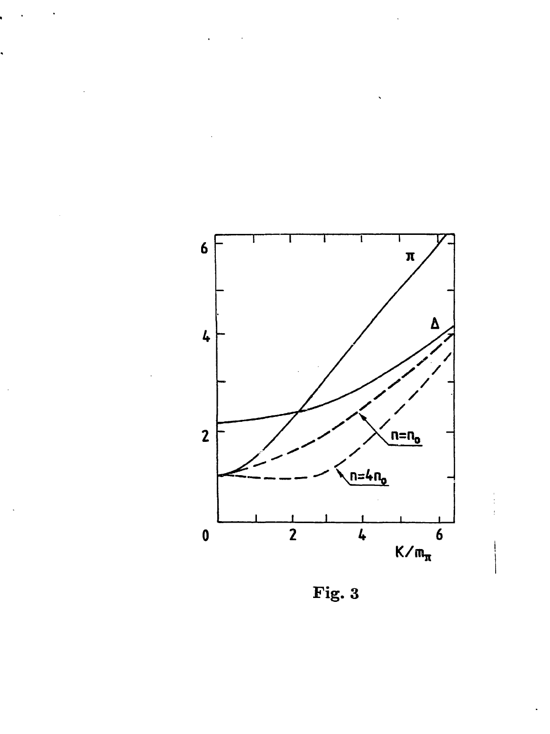Fig. 3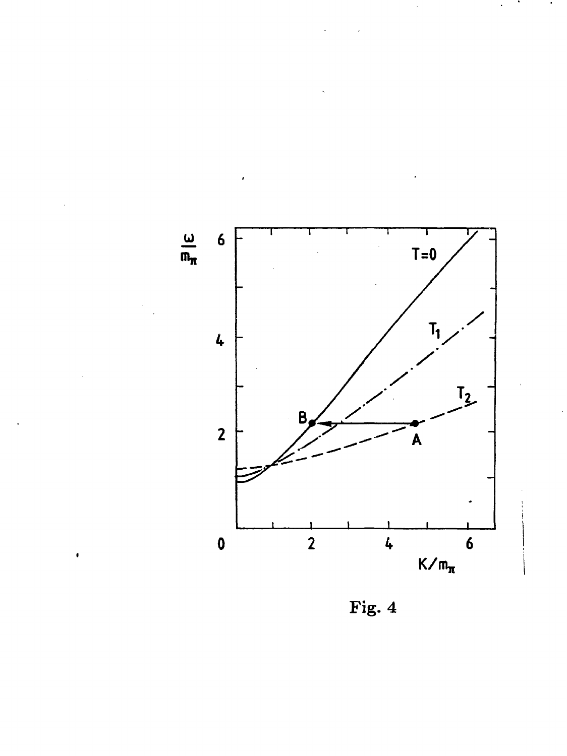Fig. 4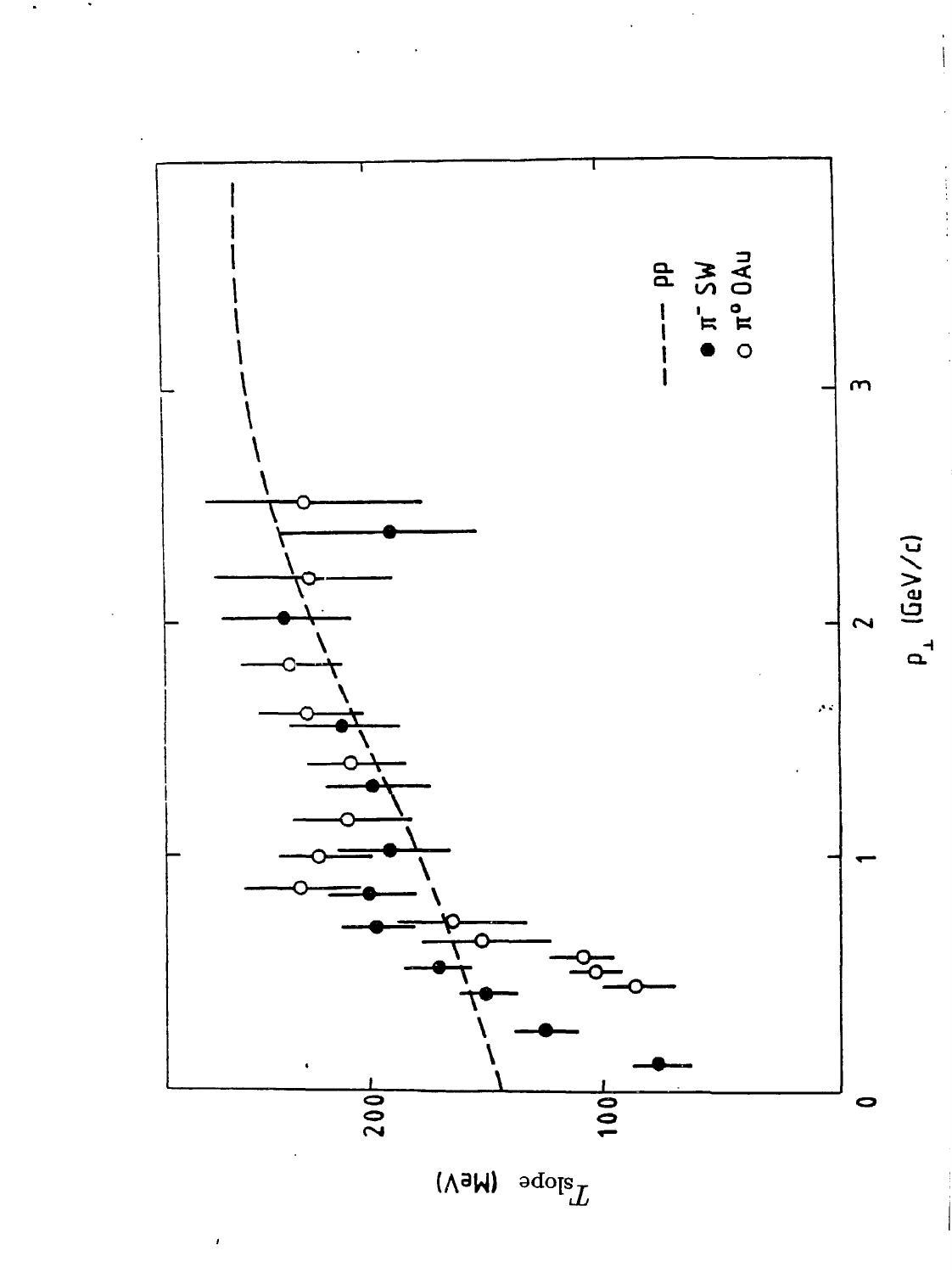$T_{\rm slope}$ (MeV)

$p_\perp$ (GeV/c)

- - - - pp

● $\pi^-$ SW

○ $\pi^0$ OAu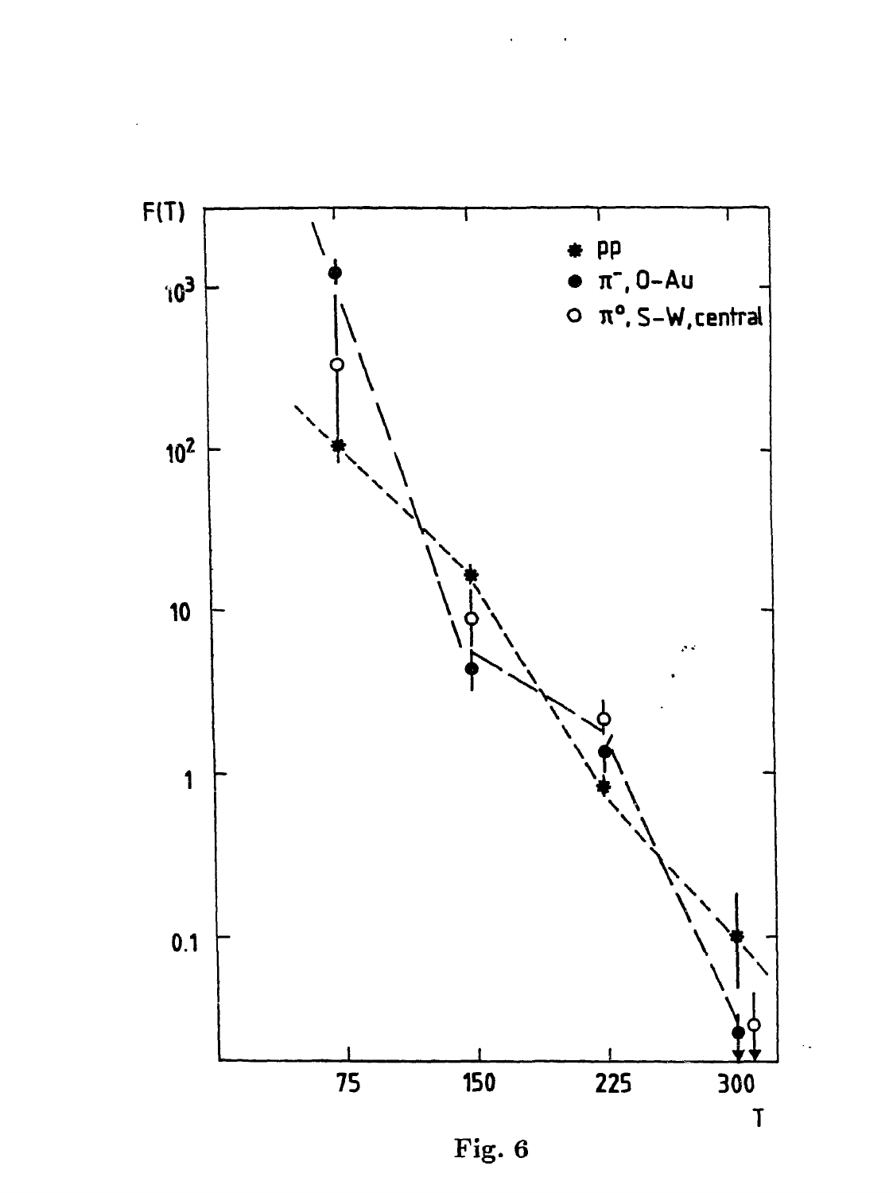Fig. 6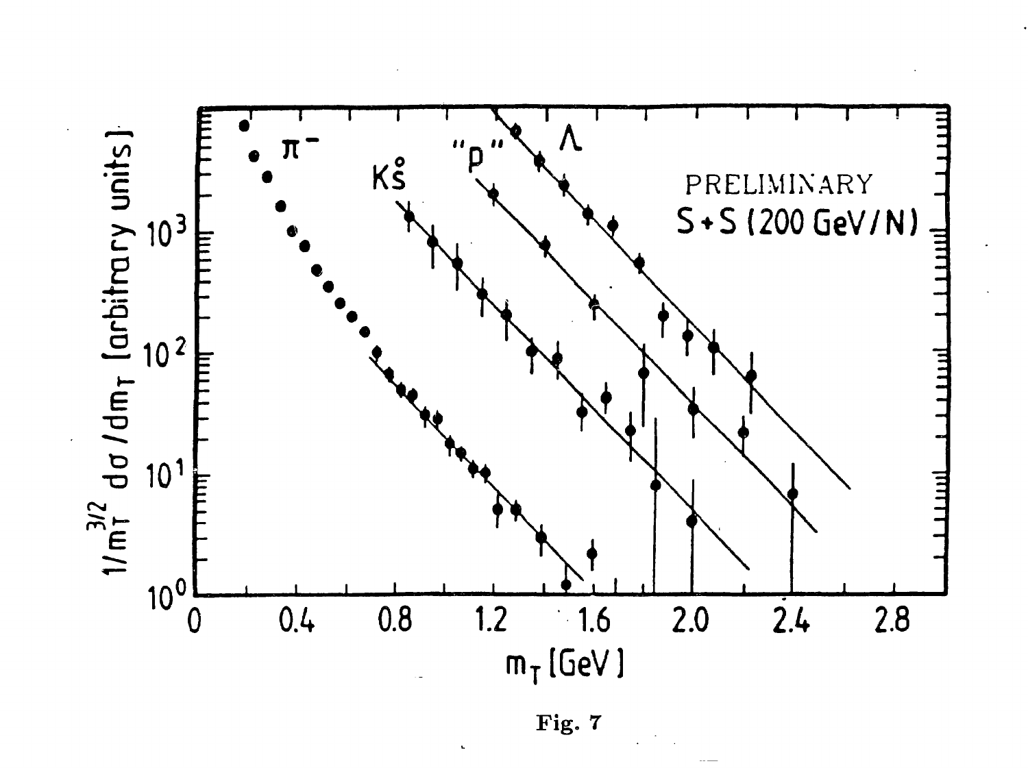**Fig. 7**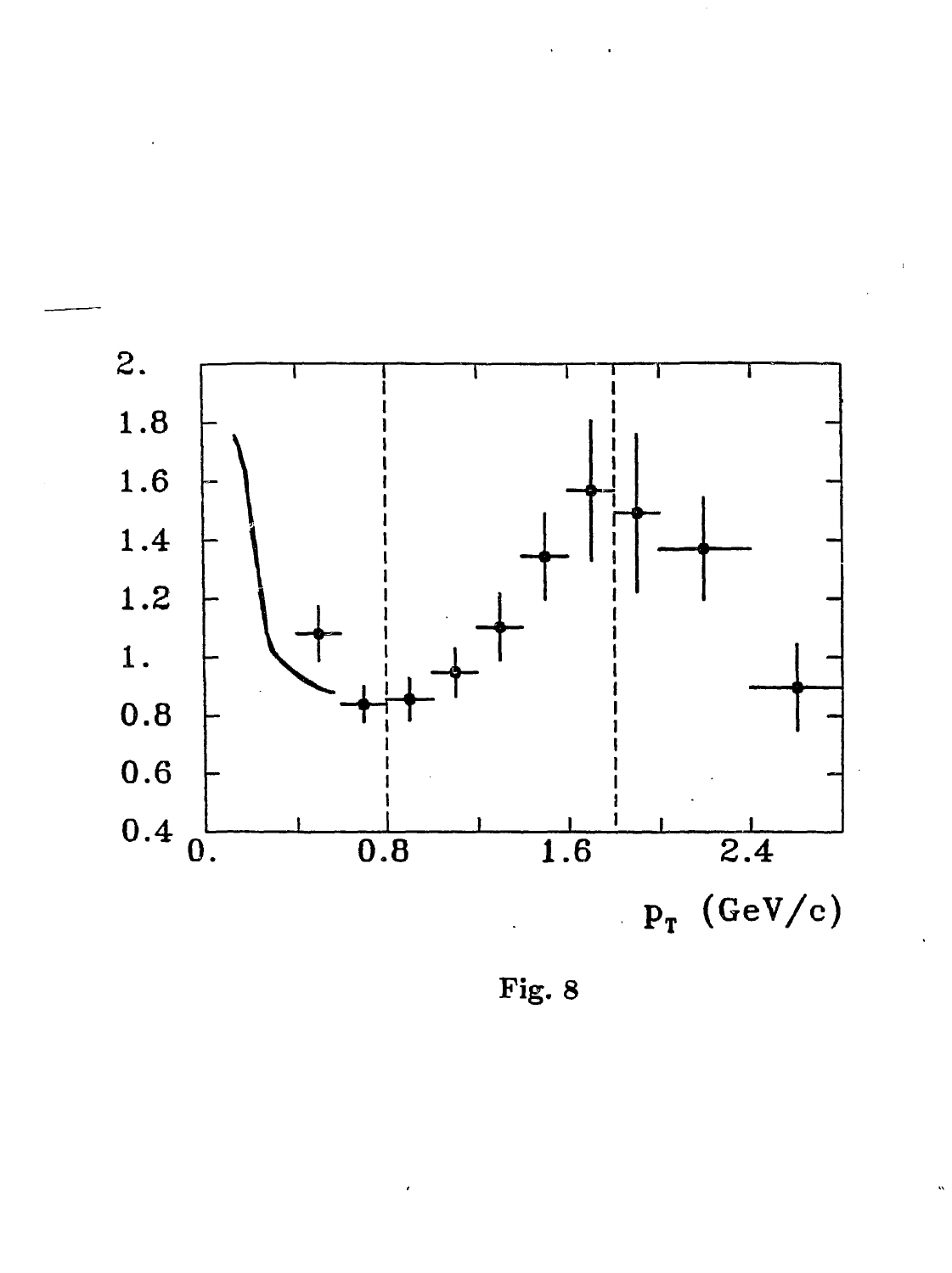Fig. 8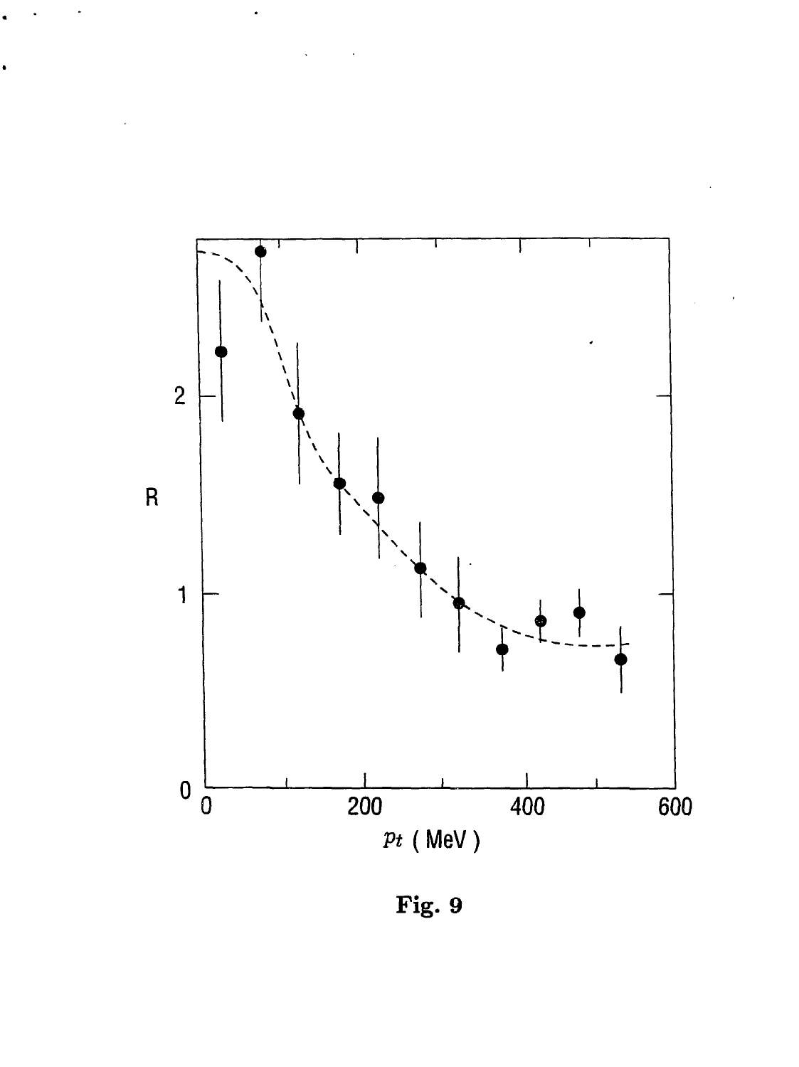**Fig. 9**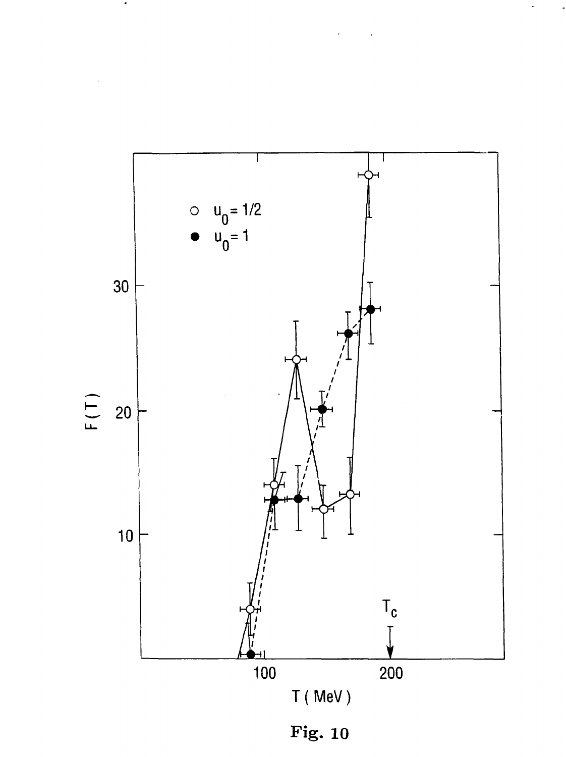**Fig. 10**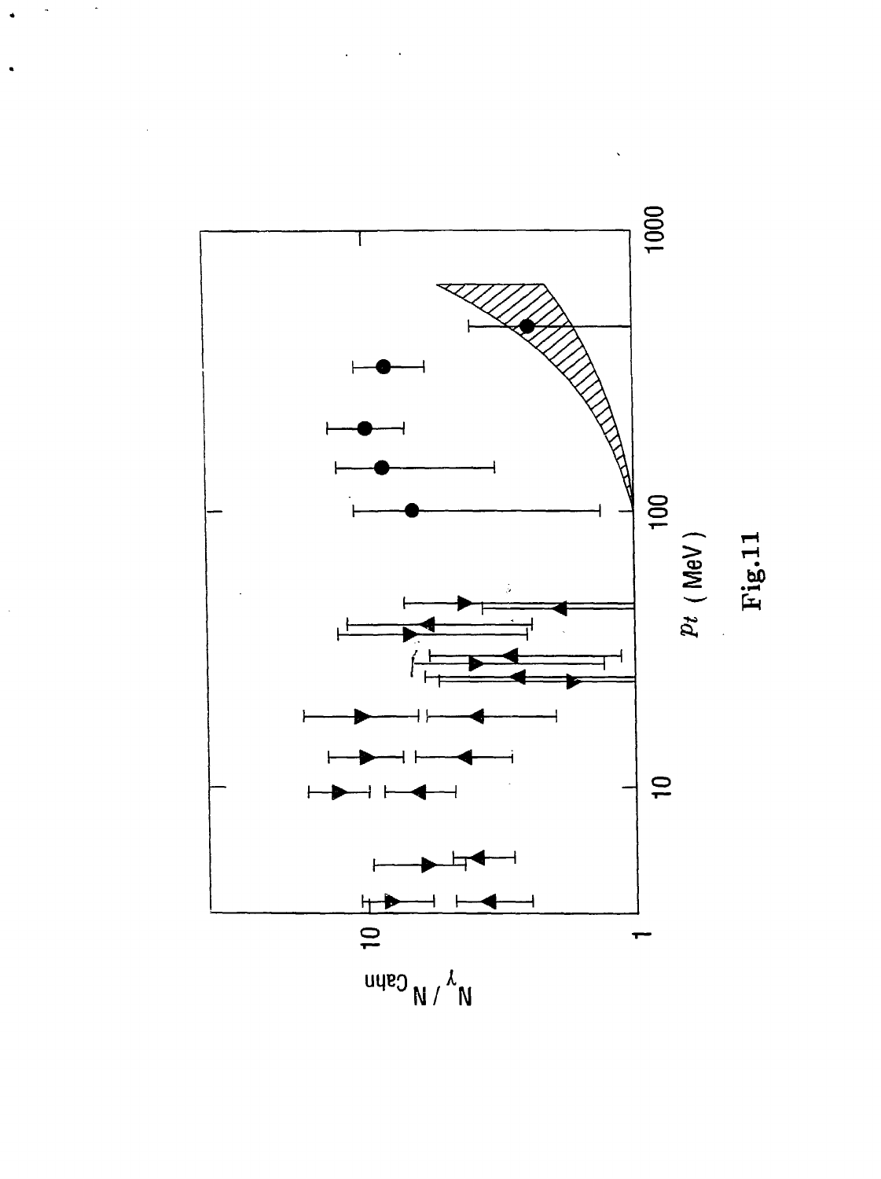Fig.11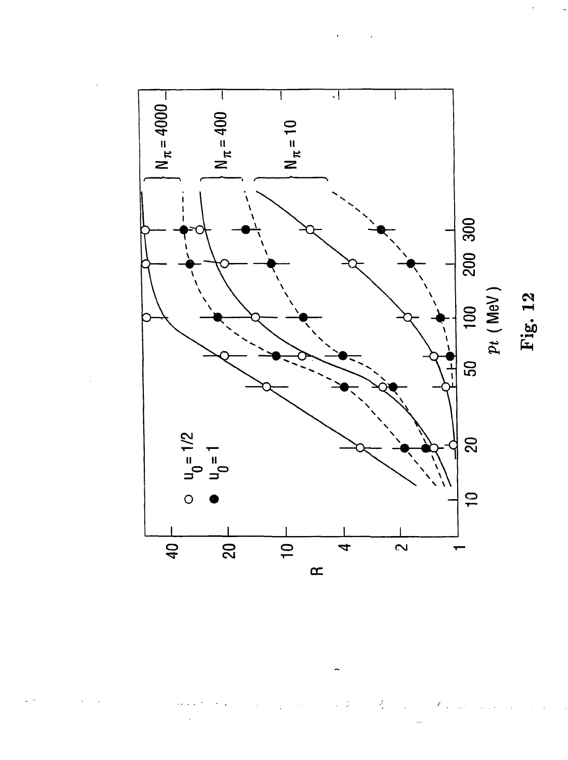Fig. 12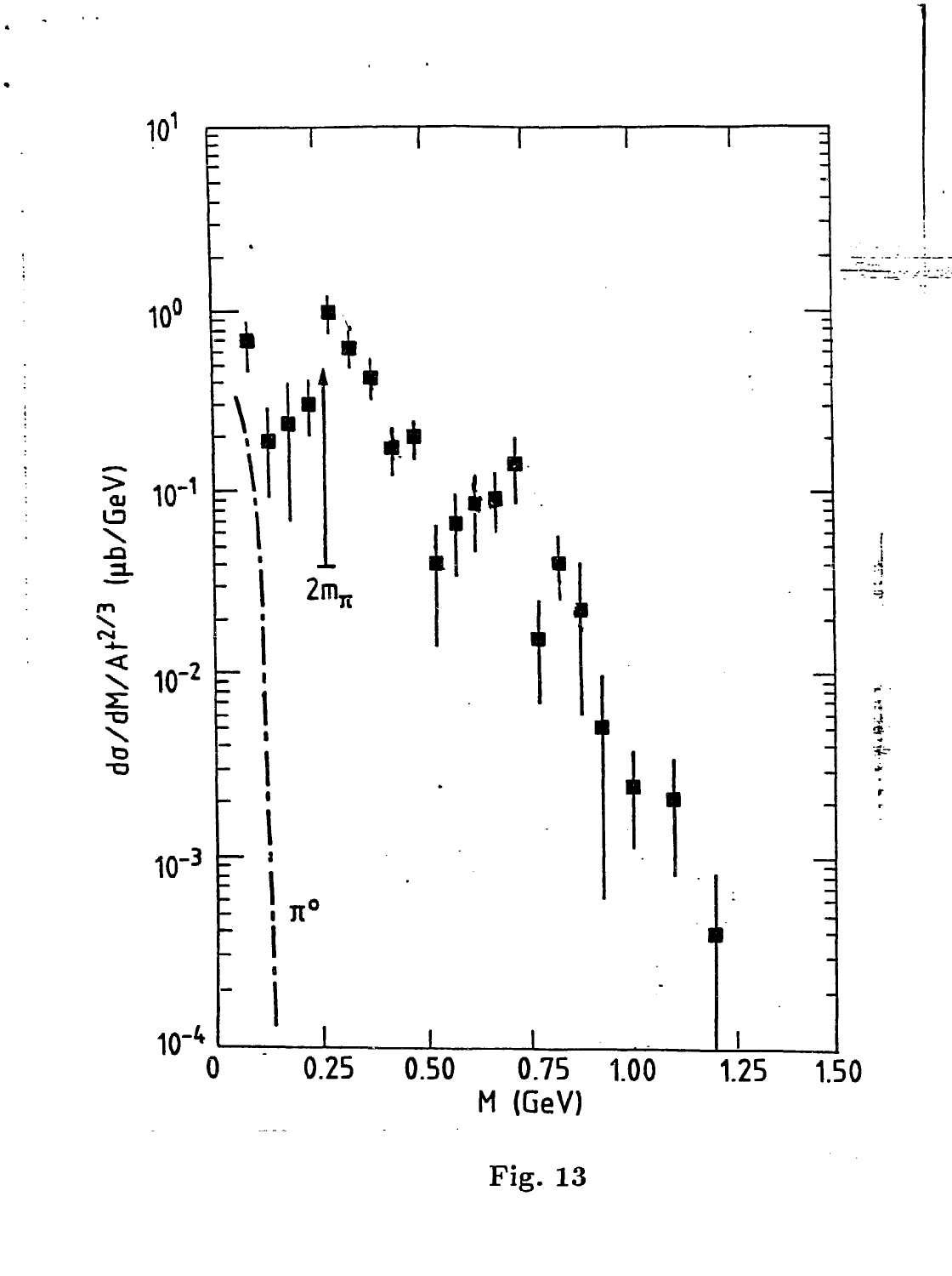$10^1$

$10^0$

$10^{-1}$

$10^{-2}$

$10^{-3}$

$10^{-4}$

$d\sigma/dM/A^{2/3}$ (μb/GeV)

$2m_\pi$

$\pi^0$

0

0.25

0.50

0.75

1.00

1.25

1.50

M (GeV)

**Fig. 13**